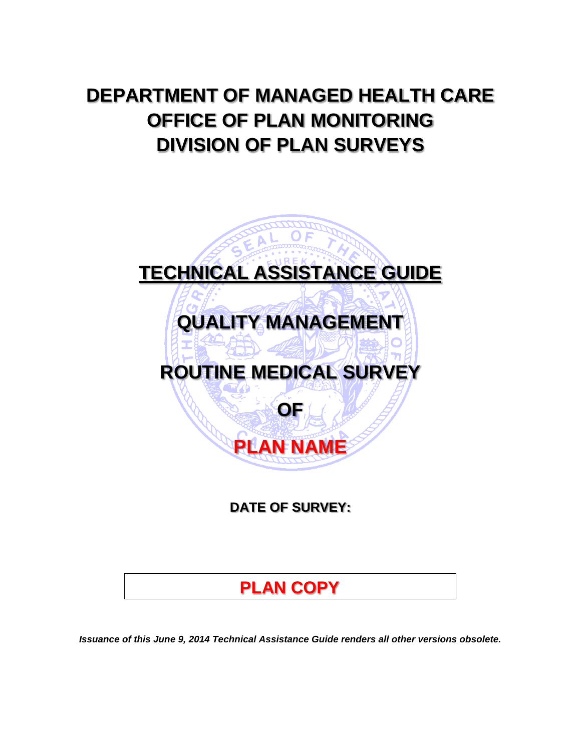# DEPARTMENT OF MANAGED HEALTH CARE
# OFFICE OF PLAN MONITORING
# DIVISION OF PLAN SURVEYS

## TECHNICAL ASSISTANCE GUIDE

## QUALITY MANAGEMENT

## ROUTINE MEDICAL SURVEY

## OF

## PLAN NAME

**DATE OF SURVEY:**

**PLAN COPY**

***Issuance of this June 9, 2014 Technical Assistance Guide renders all other versions obsolete.***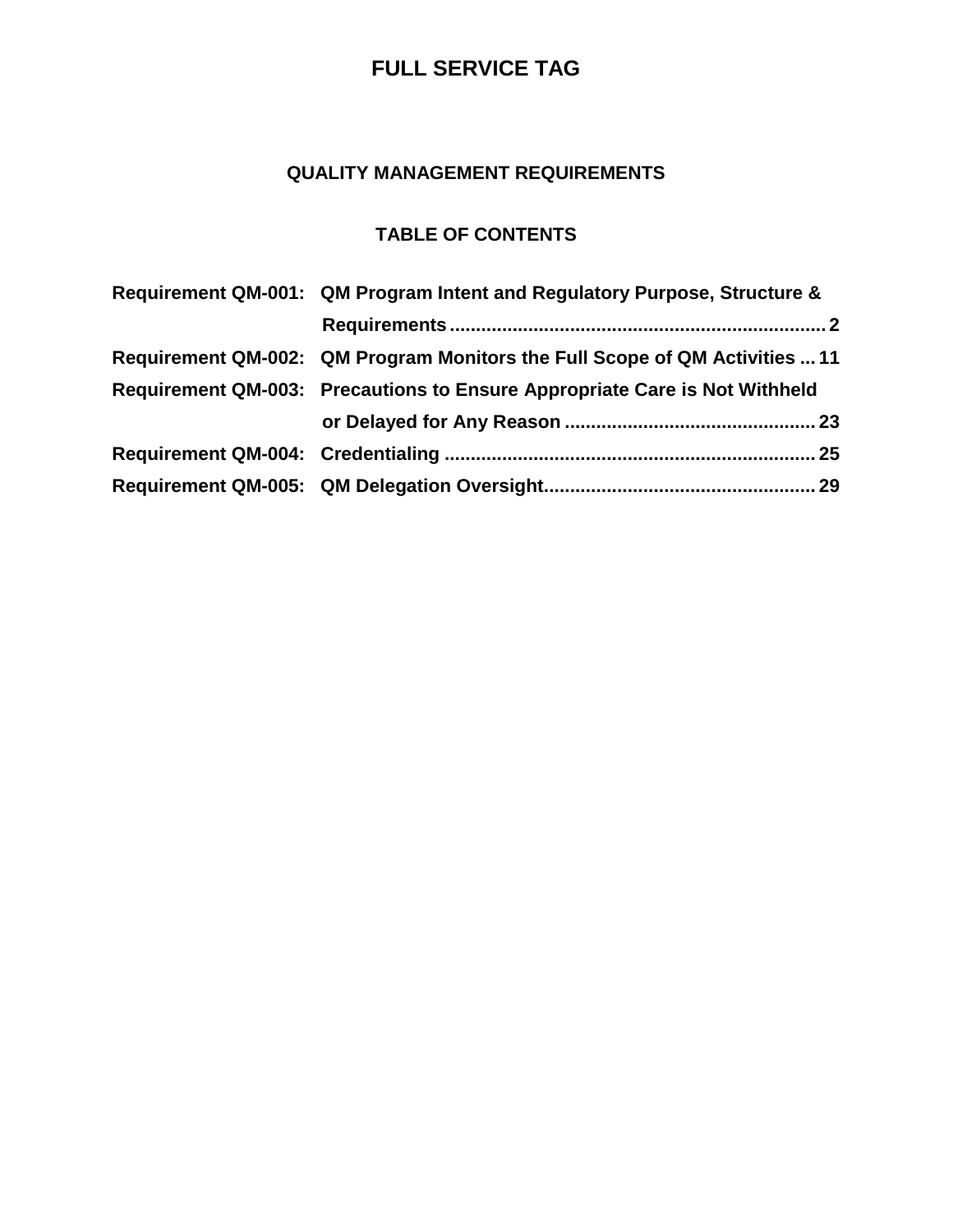# FULL SERVICE TAG

## QUALITY MANAGEMENT REQUIREMENTS

### TABLE OF CONTENTS

| | | |
|---|---|---|
| **Requirement QM-001:** | **QM Program Intent and Regulatory Purpose, Structure & Requirements** | **2** |
| **Requirement QM-002:** | **QM Program Monitors the Full Scope of QM Activities** | **11** |
| **Requirement QM-003:** | **Precautions to Ensure Appropriate Care is Not Withheld or Delayed for Any Reason** | **23** |
| **Requirement QM-004:** | **Credentialing** | **25** |
| **Requirement QM-005:** | **QM Delegation Oversight** | **29** |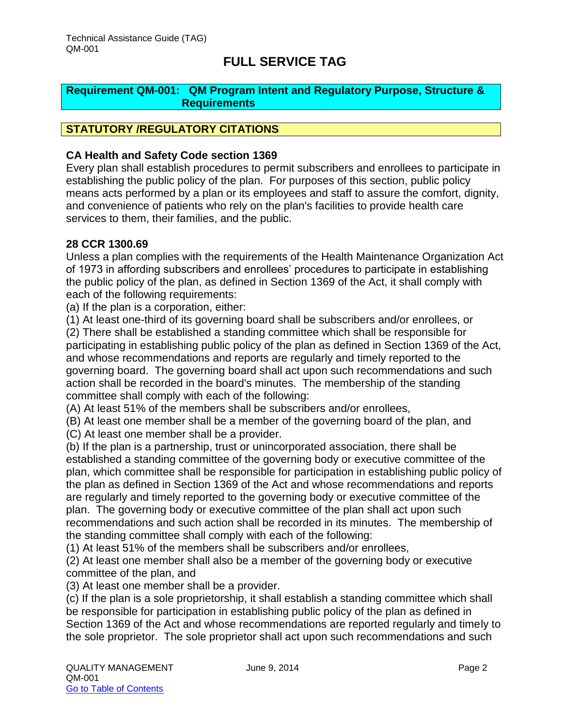## FULL SERVICE TAG

**Requirement QM-001: QM Program Intent and Regulatory Purpose, Structure & Requirements**

**STATUTORY /REGULATORY CITATIONS**

**CA Health and Safety Code section 1369**

Every plan shall establish procedures to permit subscribers and enrollees to participate in establishing the public policy of the plan. For purposes of this section, public policy means acts performed by a plan or its employees and staff to assure the comfort, dignity, and convenience of patients who rely on the plan's facilities to provide health care services to them, their families, and the public.

**28 CCR 1300.69**

Unless a plan complies with the requirements of the Health Maintenance Organization Act of 1973 in affording subscribers and enrollees' procedures to participate in establishing the public policy of the plan, as defined in Section 1369 of the Act, it shall comply with each of the following requirements:

(a) If the plan is a corporation, either:

(1) At least one-third of its governing board shall be subscribers and/or enrollees, or

(2) There shall be established a standing committee which shall be responsible for participating in establishing public policy of the plan as defined in Section 1369 of the Act, and whose recommendations and reports are regularly and timely reported to the governing board. The governing board shall act upon such recommendations and such action shall be recorded in the board's minutes. The membership of the standing committee shall comply with each of the following:

(A) At least 51% of the members shall be subscribers and/or enrollees,

(B) At least one member shall be a member of the governing board of the plan, and

(C) At least one member shall be a provider.

(b) If the plan is a partnership, trust or unincorporated association, there shall be established a standing committee of the governing body or executive committee of the plan, which committee shall be responsible for participation in establishing public policy of the plan as defined in Section 1369 of the Act and whose recommendations and reports are regularly and timely reported to the governing body or executive committee of the plan. The governing body or executive committee of the plan shall act upon such recommendations and such action shall be recorded in its minutes. The membership of the standing committee shall comply with each of the following:

(1) At least 51% of the members shall be subscribers and/or enrollees,

(2) At least one member shall also be a member of the governing body or executive committee of the plan, and

(3) At least one member shall be a provider.

(c) If the plan is a sole proprietorship, it shall establish a standing committee which shall be responsible for participation in establishing public policy of the plan as defined in Section 1369 of the Act and whose recommendations are reported regularly and timely to the sole proprietor. The sole proprietor shall act upon such recommendations and such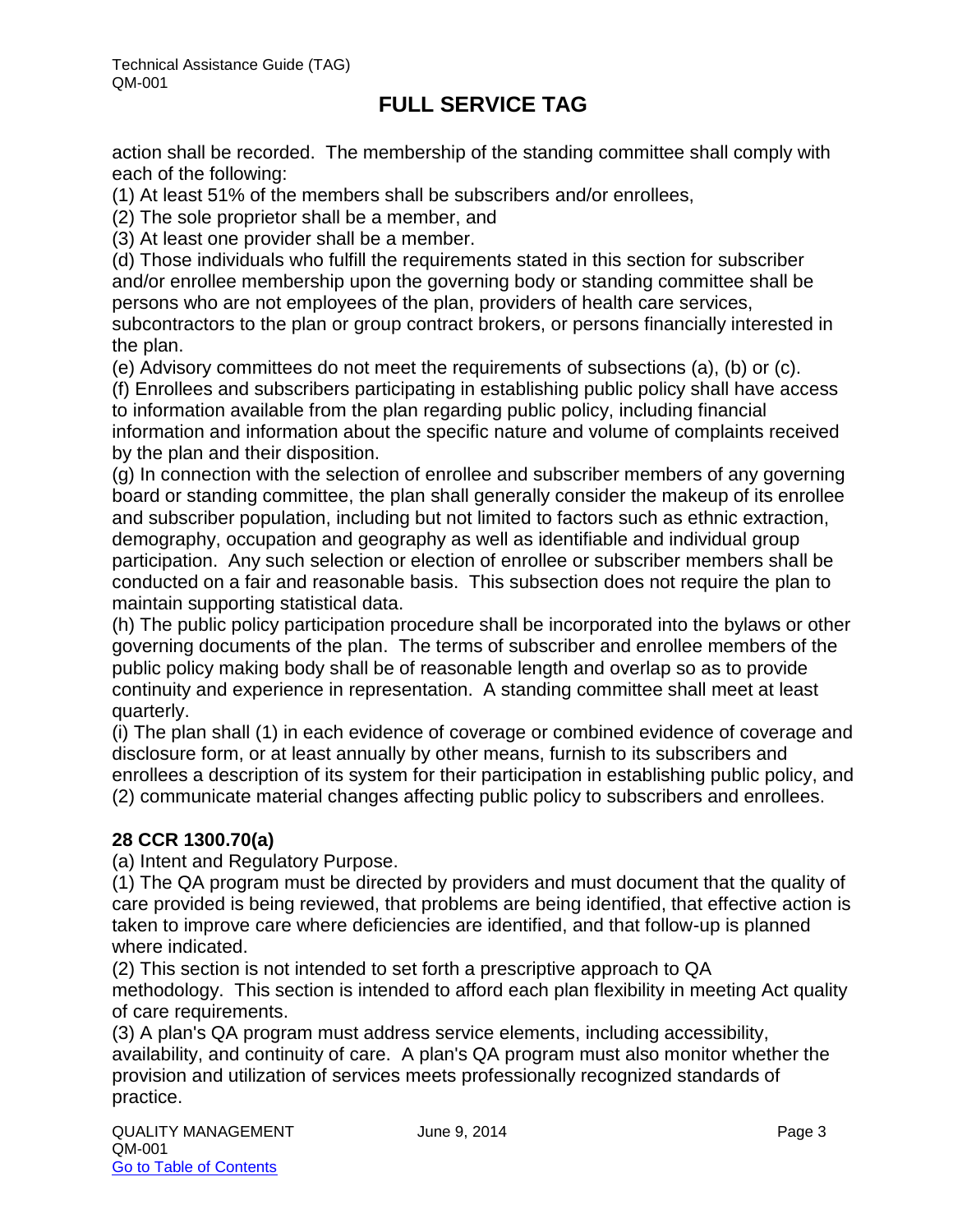action shall be recorded. The membership of the standing committee shall comply with each of the following:

(1) At least 51% of the members shall be subscribers and/or enrollees,

(2) The sole proprietor shall be a member, and

(3) At least one provider shall be a member.

(d) Those individuals who fulfill the requirements stated in this section for subscriber and/or enrollee membership upon the governing body or standing committee shall be persons who are not employees of the plan, providers of health care services, subcontractors to the plan or group contract brokers, or persons financially interested in the plan.

(e) Advisory committees do not meet the requirements of subsections (a), (b) or (c).

(f) Enrollees and subscribers participating in establishing public policy shall have access to information available from the plan regarding public policy, including financial information and information about the specific nature and volume of complaints received by the plan and their disposition.

(g) In connection with the selection of enrollee and subscriber members of any governing board or standing committee, the plan shall generally consider the makeup of its enrollee and subscriber population, including but not limited to factors such as ethnic extraction, demography, occupation and geography as well as identifiable and individual group participation. Any such selection or election of enrollee or subscriber members shall be conducted on a fair and reasonable basis. This subsection does not require the plan to maintain supporting statistical data.

(h) The public policy participation procedure shall be incorporated into the bylaws or other governing documents of the plan. The terms of subscriber and enrollee members of the public policy making body shall be of reasonable length and overlap so as to provide continuity and experience in representation. A standing committee shall meet at least quarterly.

(i) The plan shall (1) in each evidence of coverage or combined evidence of coverage and disclosure form, or at least annually by other means, furnish to its subscribers and enrollees a description of its system for their participation in establishing public policy, and (2) communicate material changes affecting public policy to subscribers and enrollees.

**28 CCR 1300.70(a)**

(a) Intent and Regulatory Purpose.

(1) The QA program must be directed by providers and must document that the quality of care provided is being reviewed, that problems are being identified, that effective action is taken to improve care where deficiencies are identified, and that follow-up is planned where indicated.

(2) This section is not intended to set forth a prescriptive approach to QA methodology. This section is intended to afford each plan flexibility in meeting Act quality of care requirements.

(3) A plan's QA program must address service elements, including accessibility, availability, and continuity of care. A plan's QA program must also monitor whether the provision and utilization of services meets professionally recognized standards of practice.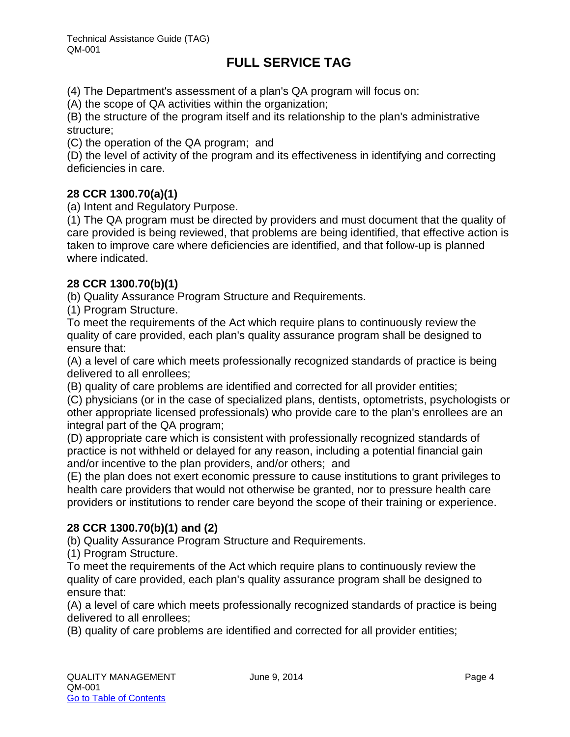(4) The Department's assessment of a plan's QA program will focus on:
(A) the scope of QA activities within the organization;
(B) the structure of the program itself and its relationship to the plan's administrative structure;
(C) the operation of the QA program; and
(D) the level of activity of the program and its effectiveness in identifying and correcting deficiencies in care.

**28 CCR 1300.70(a)(1)**

(a) Intent and Regulatory Purpose.
(1) The QA program must be directed by providers and must document that the quality of care provided is being reviewed, that problems are being identified, that effective action is taken to improve care where deficiencies are identified, and that follow-up is planned where indicated.

**28 CCR 1300.70(b)(1)**

(b) Quality Assurance Program Structure and Requirements.
(1) Program Structure.
To meet the requirements of the Act which require plans to continuously review the quality of care provided, each plan's quality assurance program shall be designed to ensure that:
(A) a level of care which meets professionally recognized standards of practice is being delivered to all enrollees;
(B) quality of care problems are identified and corrected for all provider entities;
(C) physicians (or in the case of specialized plans, dentists, optometrists, psychologists or other appropriate licensed professionals) who provide care to the plan's enrollees are an integral part of the QA program;
(D) appropriate care which is consistent with professionally recognized standards of practice is not withheld or delayed for any reason, including a potential financial gain and/or incentive to the plan providers, and/or others; and
(E) the plan does not exert economic pressure to cause institutions to grant privileges to health care providers that would not otherwise be granted, nor to pressure health care providers or institutions to render care beyond the scope of their training or experience.

**28 CCR 1300.70(b)(1) and (2)**

(b) Quality Assurance Program Structure and Requirements.
(1) Program Structure.
To meet the requirements of the Act which require plans to continuously review the quality of care provided, each plan's quality assurance program shall be designed to ensure that:
(A) a level of care which meets professionally recognized standards of practice is being delivered to all enrollees;
(B) quality of care problems are identified and corrected for all provider entities;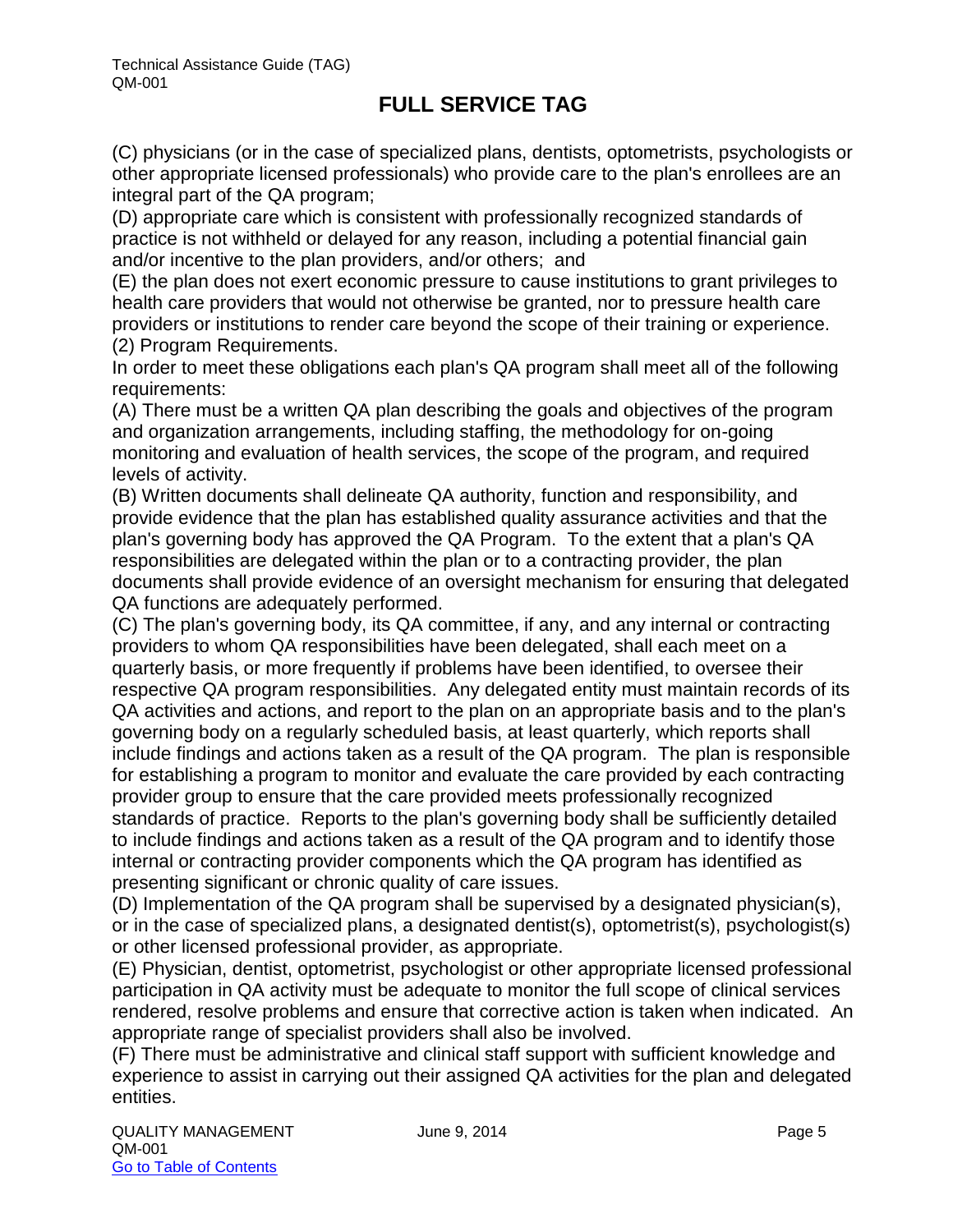(C) physicians (or in the case of specialized plans, dentists, optometrists, psychologists or other appropriate licensed professionals) who provide care to the plan's enrollees are an integral part of the QA program;

(D) appropriate care which is consistent with professionally recognized standards of practice is not withheld or delayed for any reason, including a potential financial gain and/or incentive to the plan providers, and/or others; and

(E) the plan does not exert economic pressure to cause institutions to grant privileges to health care providers that would not otherwise be granted, nor to pressure health care providers or institutions to render care beyond the scope of their training or experience.

(2) Program Requirements.

In order to meet these obligations each plan's QA program shall meet all of the following requirements:

(A) There must be a written QA plan describing the goals and objectives of the program and organization arrangements, including staffing, the methodology for on-going monitoring and evaluation of health services, the scope of the program, and required levels of activity.

(B) Written documents shall delineate QA authority, function and responsibility, and provide evidence that the plan has established quality assurance activities and that the plan's governing body has approved the QA Program. To the extent that a plan's QA responsibilities are delegated within the plan or to a contracting provider, the plan documents shall provide evidence of an oversight mechanism for ensuring that delegated QA functions are adequately performed.

(C) The plan's governing body, its QA committee, if any, and any internal or contracting providers to whom QA responsibilities have been delegated, shall each meet on a quarterly basis, or more frequently if problems have been identified, to oversee their respective QA program responsibilities. Any delegated entity must maintain records of its QA activities and actions, and report to the plan on an appropriate basis and to the plan's governing body on a regularly scheduled basis, at least quarterly, which reports shall include findings and actions taken as a result of the QA program. The plan is responsible for establishing a program to monitor and evaluate the care provided by each contracting provider group to ensure that the care provided meets professionally recognized standards of practice. Reports to the plan's governing body shall be sufficiently detailed to include findings and actions taken as a result of the QA program and to identify those internal or contracting provider components which the QA program has identified as presenting significant or chronic quality of care issues.

(D) Implementation of the QA program shall be supervised by a designated physician(s), or in the case of specialized plans, a designated dentist(s), optometrist(s), psychologist(s) or other licensed professional provider, as appropriate.

(E) Physician, dentist, optometrist, psychologist or other appropriate licensed professional participation in QA activity must be adequate to monitor the full scope of clinical services rendered, resolve problems and ensure that corrective action is taken when indicated. An appropriate range of specialist providers shall also be involved.

(F) There must be administrative and clinical staff support with sufficient knowledge and experience to assist in carrying out their assigned QA activities for the plan and delegated entities.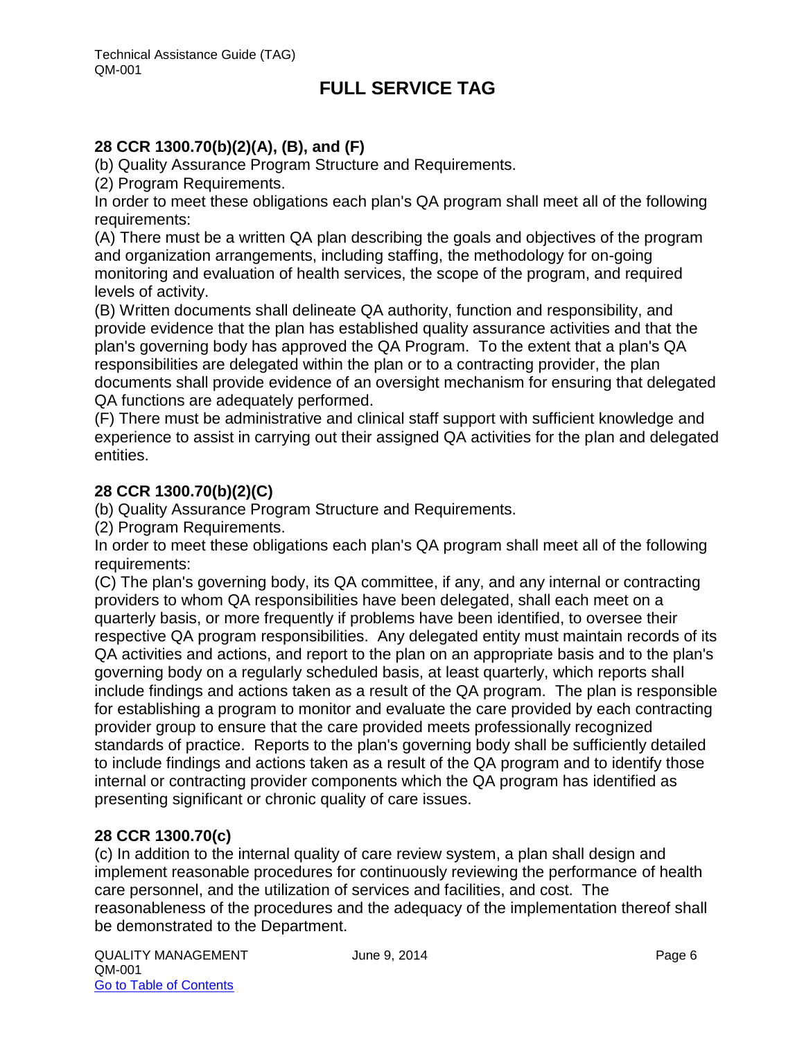## FULL SERVICE TAG

**28 CCR 1300.70(b)(2)(A), (B), and (F)**

(b) Quality Assurance Program Structure and Requirements.

(2) Program Requirements.

In order to meet these obligations each plan's QA program shall meet all of the following requirements:

(A) There must be a written QA plan describing the goals and objectives of the program and organization arrangements, including staffing, the methodology for on-going monitoring and evaluation of health services, the scope of the program, and required levels of activity.

(B) Written documents shall delineate QA authority, function and responsibility, and provide evidence that the plan has established quality assurance activities and that the plan's governing body has approved the QA Program. To the extent that a plan's QA responsibilities are delegated within the plan or to a contracting provider, the plan documents shall provide evidence of an oversight mechanism for ensuring that delegated QA functions are adequately performed.

(F) There must be administrative and clinical staff support with sufficient knowledge and experience to assist in carrying out their assigned QA activities for the plan and delegated entities.

**28 CCR 1300.70(b)(2)(C)**

(b) Quality Assurance Program Structure and Requirements.

(2) Program Requirements.

In order to meet these obligations each plan's QA program shall meet all of the following requirements:

(C) The plan's governing body, its QA committee, if any, and any internal or contracting providers to whom QA responsibilities have been delegated, shall each meet on a quarterly basis, or more frequently if problems have been identified, to oversee their respective QA program responsibilities. Any delegated entity must maintain records of its QA activities and actions, and report to the plan on an appropriate basis and to the plan's governing body on a regularly scheduled basis, at least quarterly, which reports shall include findings and actions taken as a result of the QA program. The plan is responsible for establishing a program to monitor and evaluate the care provided by each contracting provider group to ensure that the care provided meets professionally recognized standards of practice. Reports to the plan's governing body shall be sufficiently detailed to include findings and actions taken as a result of the QA program and to identify those internal or contracting provider components which the QA program has identified as presenting significant or chronic quality of care issues.

**28 CCR 1300.70(c)**

(c) In addition to the internal quality of care review system, a plan shall design and implement reasonable procedures for continuously reviewing the performance of health care personnel, and the utilization of services and facilities, and cost. The reasonableness of the procedures and the adequacy of the implementation thereof shall be demonstrated to the Department.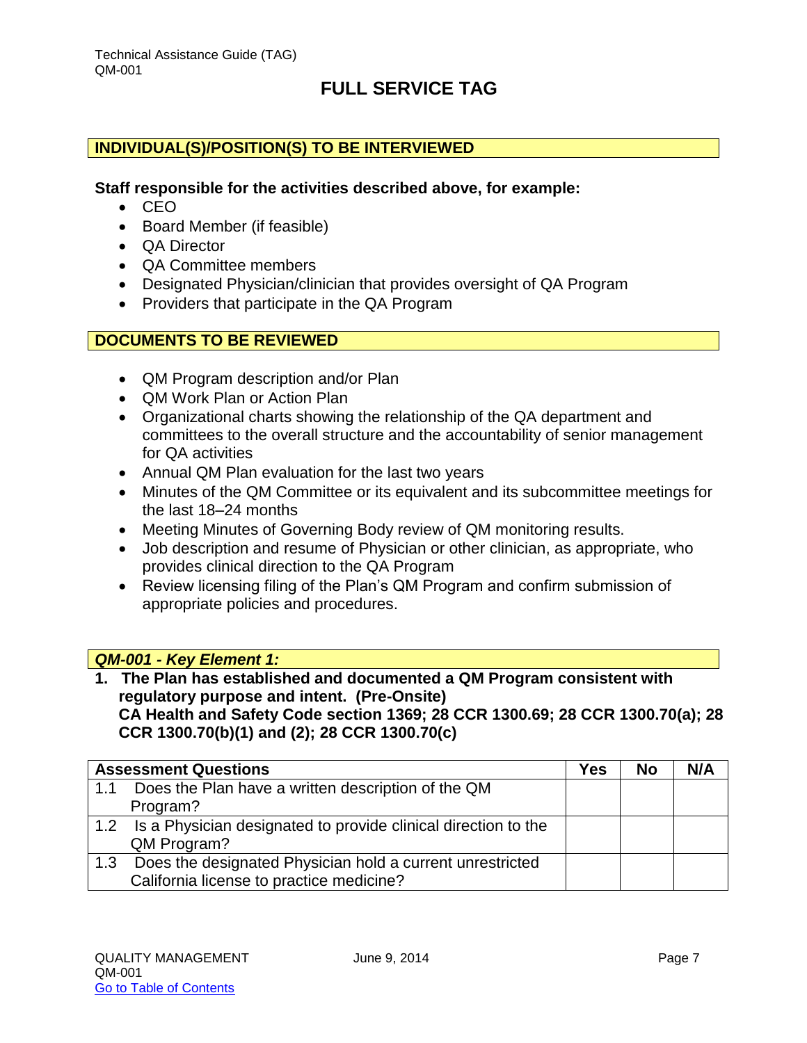# FULL SERVICE TAG

## INDIVIDUAL(S)/POSITION(S) TO BE INTERVIEWED

**Staff responsible for the activities described above, for example:**

- CEO
- Board Member (if feasible)
- QA Director
- QA Committee members
- Designated Physician/clinician that provides oversight of QA Program
- Providers that participate in the QA Program

## DOCUMENTS TO BE REVIEWED

- QM Program description and/or Plan
- QM Work Plan or Action Plan
- Organizational charts showing the relationship of the QA department and committees to the overall structure and the accountability of senior management for QA activities
- Annual QM Plan evaluation for the last two years
- Minutes of the QM Committee or its equivalent and its subcommittee meetings for the last 18–24 months
- Meeting Minutes of Governing Body review of QM monitoring results.
- Job description and resume of Physician or other clinician, as appropriate, who provides clinical direction to the QA Program
- Review licensing filing of the Plan's QM Program and confirm submission of appropriate policies and procedures.

## *QM-001 - Key Element 1:*

**1. The Plan has established and documented a QM Program consistent with regulatory purpose and intent. (Pre-Onsite)**
**CA Health and Safety Code section 1369; 28 CCR 1300.69; 28 CCR 1300.70(a); 28 CCR 1300.70(b)(1) and (2); 28 CCR 1300.70(c)**

| Assessment Questions | Yes | No | N/A |
|---|---|---|---|
| 1.1 Does the Plan have a written description of the QM Program? | | | |
| 1.2 Is a Physician designated to provide clinical direction to the QM Program? | | | |
| 1.3 Does the designated Physician hold a current unrestricted California license to practice medicine? | | | |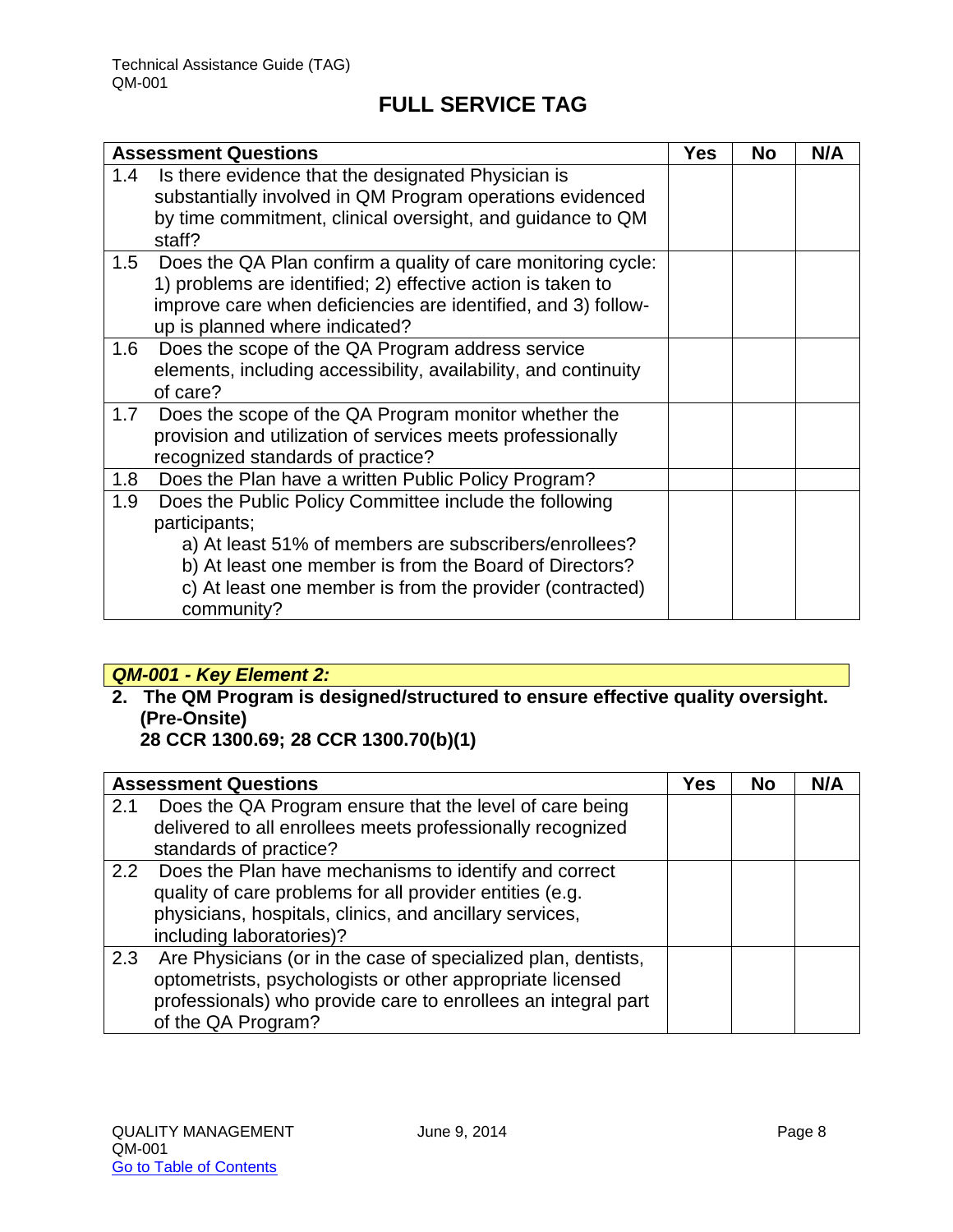# FULL SERVICE TAG

| Assessment Questions | Yes | No | N/A |
|---|---|---|---|
| 1.4 Is there evidence that the designated Physician is substantially involved in QM Program operations evidenced by time commitment, clinical oversight, and guidance to QM staff? | | | |
| 1.5 Does the QA Plan confirm a quality of care monitoring cycle: 1) problems are identified; 2) effective action is taken to improve care when deficiencies are identified, and 3) follow-up is planned where indicated? | | | |
| 1.6 Does the scope of the QA Program address service elements, including accessibility, availability, and continuity of care? | | | |
| 1.7 Does the scope of the QA Program monitor whether the provision and utilization of services meets professionally recognized standards of practice? | | | |
| 1.8 Does the Plan have a written Public Policy Program? | | | |
| 1.9 Does the Public Policy Committee include the following participants; a) At least 51% of members are subscribers/enrollees? b) At least one member is from the Board of Directors? c) At least one member is from the provider (contracted) community? | | | |

***QM-001 - Key Element 2:***

**2. The QM Program is designed/structured to ensure effective quality oversight. (Pre-Onsite)**
**28 CCR 1300.69; 28 CCR 1300.70(b)(1)**

| Assessment Questions | Yes | No | N/A |
|---|---|---|---|
| 2.1 Does the QA Program ensure that the level of care being delivered to all enrollees meets professionally recognized standards of practice? | | | |
| 2.2 Does the Plan have mechanisms to identify and correct quality of care problems for all provider entities (e.g. physicians, hospitals, clinics, and ancillary services, including laboratories)? | | | |
| 2.3 Are Physicians (or in the case of specialized plan, dentists, optometrists, psychologists or other appropriate licensed professionals) who provide care to enrollees an integral part of the QA Program? | | | |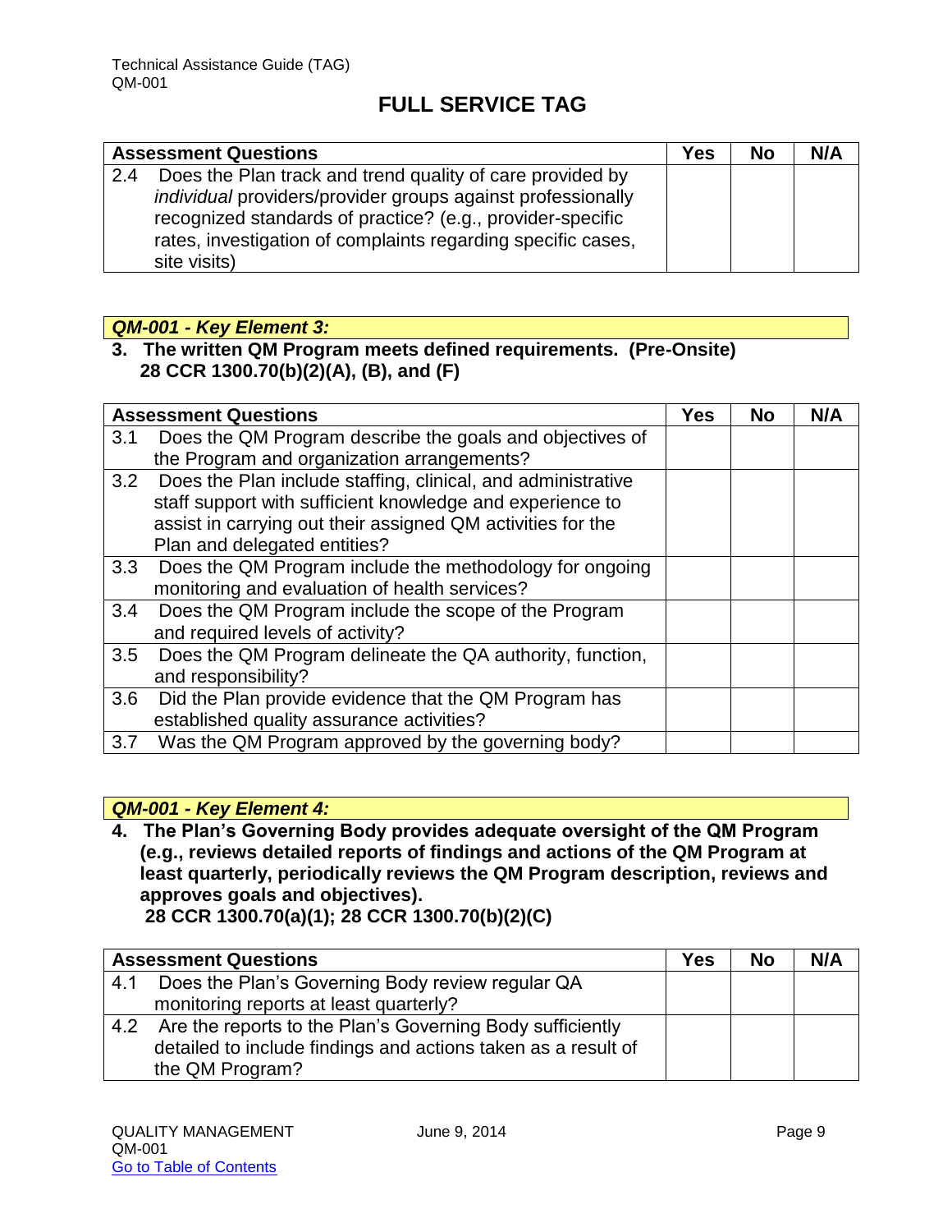| Assessment Questions | Yes | No | N/A |
|---|---|---|---|
| 2.4 Does the Plan track and trend quality of care provided by *individual* providers/provider groups against professionally recognized standards of practice? (e.g., provider-specific rates, investigation of complaints regarding specific cases, site visits) | | | |

***QM-001 - Key Element 3:***

**3. The written QM Program meets defined requirements. (Pre-Onsite) 28 CCR 1300.70(b)(2)(A), (B), and (F)**

| Assessment Questions | Yes | No | N/A |
|---|---|---|---|
| 3.1 Does the QM Program describe the goals and objectives of the Program and organization arrangements? | | | |
| 3.2 Does the Plan include staffing, clinical, and administrative staff support with sufficient knowledge and experience to assist in carrying out their assigned QM activities for the Plan and delegated entities? | | | |
| 3.3 Does the QM Program include the methodology for ongoing monitoring and evaluation of health services? | | | |
| 3.4 Does the QM Program include the scope of the Program and required levels of activity? | | | |
| 3.5 Does the QM Program delineate the QA authority, function, and responsibility? | | | |
| 3.6 Did the Plan provide evidence that the QM Program has established quality assurance activities? | | | |
| 3.7 Was the QM Program approved by the governing body? | | | |

***QM-001 - Key Element 4:***

**4. The Plan's Governing Body provides adequate oversight of the QM Program (e.g., reviews detailed reports of findings and actions of the QM Program at least quarterly, periodically reviews the QM Program description, reviews and approves goals and objectives). 28 CCR 1300.70(a)(1); 28 CCR 1300.70(b)(2)(C)**

| Assessment Questions | Yes | No | N/A |
|---|---|---|---|
| 4.1 Does the Plan's Governing Body review regular QA monitoring reports at least quarterly? | | | |
| 4.2 Are the reports to the Plan's Governing Body sufficiently detailed to include findings and actions taken as a result of the QM Program? | | | |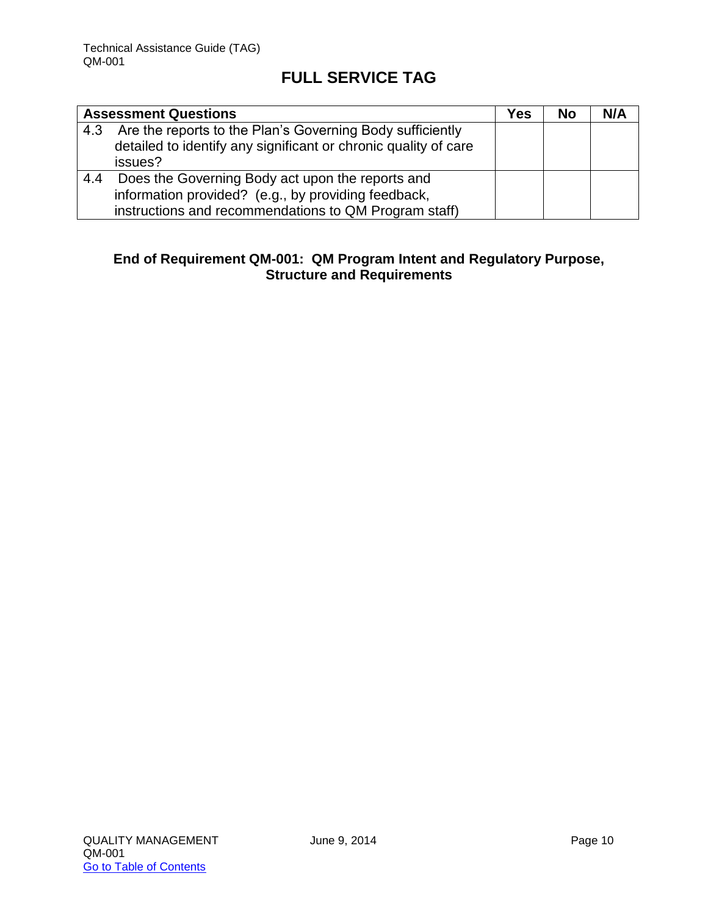## FULL SERVICE TAG

| Assessment Questions | Yes | No | N/A |
|---|---|---|---|
| 4.3 Are the reports to the Plan's Governing Body sufficiently detailed to identify any significant or chronic quality of care issues? | | | |
| 4.4 Does the Governing Body act upon the reports and information provided? (e.g., by providing feedback, instructions and recommendations to QM Program staff) | | | |

**End of Requirement QM-001: QM Program Intent and Regulatory Purpose, Structure and Requirements**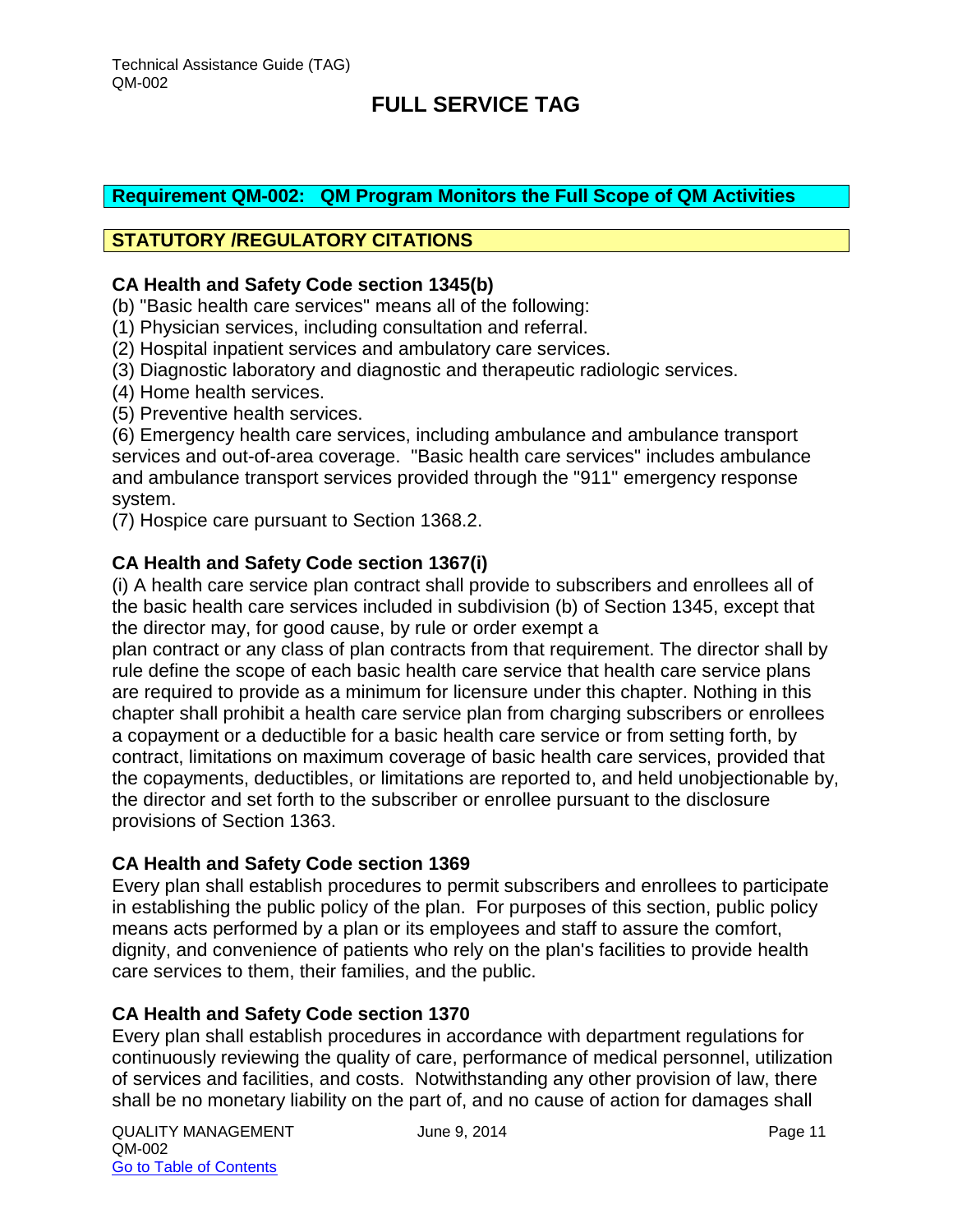# FULL SERVICE TAG

## Requirement QM-002: QM Program Monitors the Full Scope of QM Activities

## STATUTORY /REGULATORY CITATIONS

### CA Health and Safety Code section 1345(b)

(b) "Basic health care services" means all of the following:
(1) Physician services, including consultation and referral.
(2) Hospital inpatient services and ambulatory care services.
(3) Diagnostic laboratory and diagnostic and therapeutic radiologic services.
(4) Home health services.
(5) Preventive health services.
(6) Emergency health care services, including ambulance and ambulance transport services and out-of-area coverage. "Basic health care services" includes ambulance and ambulance transport services provided through the "911" emergency response system.
(7) Hospice care pursuant to Section 1368.2.

### CA Health and Safety Code section 1367(i)

(i) A health care service plan contract shall provide to subscribers and enrollees all of the basic health care services included in subdivision (b) of Section 1345, except that the director may, for good cause, by rule or order exempt a plan contract or any class of plan contracts from that requirement. The director shall by rule define the scope of each basic health care service that health care service plans are required to provide as a minimum for licensure under this chapter. Nothing in this chapter shall prohibit a health care service plan from charging subscribers or enrollees a copayment or a deductible for a basic health care service or from setting forth, by contract, limitations on maximum coverage of basic health care services, provided that the copayments, deductibles, or limitations are reported to, and held unobjectionable by, the director and set forth to the subscriber or enrollee pursuant to the disclosure provisions of Section 1363.

### CA Health and Safety Code section 1369

Every plan shall establish procedures to permit subscribers and enrollees to participate in establishing the public policy of the plan. For purposes of this section, public policy means acts performed by a plan or its employees and staff to assure the comfort, dignity, and convenience of patients who rely on the plan's facilities to provide health care services to them, their families, and the public.

### CA Health and Safety Code section 1370

Every plan shall establish procedures in accordance with department regulations for continuously reviewing the quality of care, performance of medical personnel, utilization of services and facilities, and costs. Notwithstanding any other provision of law, there shall be no monetary liability on the part of, and no cause of action for damages shall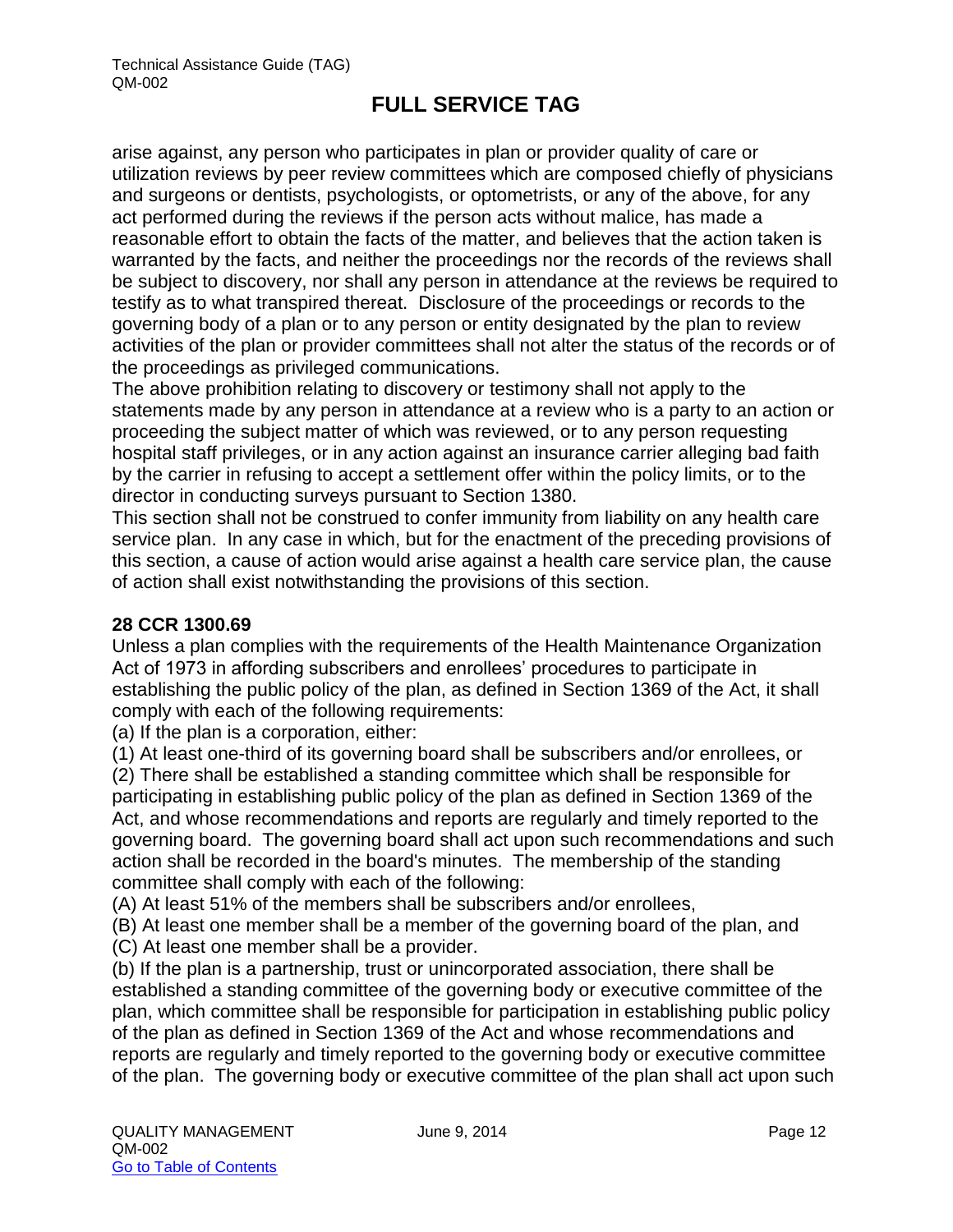arise against, any person who participates in plan or provider quality of care or utilization reviews by peer review committees which are composed chiefly of physicians and surgeons or dentists, psychologists, or optometrists, or any of the above, for any act performed during the reviews if the person acts without malice, has made a reasonable effort to obtain the facts of the matter, and believes that the action taken is warranted by the facts, and neither the proceedings nor the records of the reviews shall be subject to discovery, nor shall any person in attendance at the reviews be required to testify as to what transpired thereat. Disclosure of the proceedings or records to the governing body of a plan or to any person or entity designated by the plan to review activities of the plan or provider committees shall not alter the status of the records or of the proceedings as privileged communications.

The above prohibition relating to discovery or testimony shall not apply to the statements made by any person in attendance at a review who is a party to an action or proceeding the subject matter of which was reviewed, or to any person requesting hospital staff privileges, or in any action against an insurance carrier alleging bad faith by the carrier in refusing to accept a settlement offer within the policy limits, or to the director in conducting surveys pursuant to Section 1380.

This section shall not be construed to confer immunity from liability on any health care service plan. In any case in which, but for the enactment of the preceding provisions of this section, a cause of action would arise against a health care service plan, the cause of action shall exist notwithstanding the provisions of this section.

**28 CCR 1300.69**

Unless a plan complies with the requirements of the Health Maintenance Organization Act of 1973 in affording subscribers and enrollees' procedures to participate in establishing the public policy of the plan, as defined in Section 1369 of the Act, it shall comply with each of the following requirements:

(a) If the plan is a corporation, either:

(1) At least one-third of its governing board shall be subscribers and/or enrollees, or

(2) There shall be established a standing committee which shall be responsible for participating in establishing public policy of the plan as defined in Section 1369 of the Act, and whose recommendations and reports are regularly and timely reported to the governing board. The governing board shall act upon such recommendations and such action shall be recorded in the board's minutes. The membership of the standing committee shall comply with each of the following:

(A) At least 51% of the members shall be subscribers and/or enrollees,

(B) At least one member shall be a member of the governing board of the plan, and

(C) At least one member shall be a provider.

(b) If the plan is a partnership, trust or unincorporated association, there shall be established a standing committee of the governing body or executive committee of the plan, which committee shall be responsible for participation in establishing public policy of the plan as defined in Section 1369 of the Act and whose recommendations and reports are regularly and timely reported to the governing body or executive committee of the plan. The governing body or executive committee of the plan shall act upon such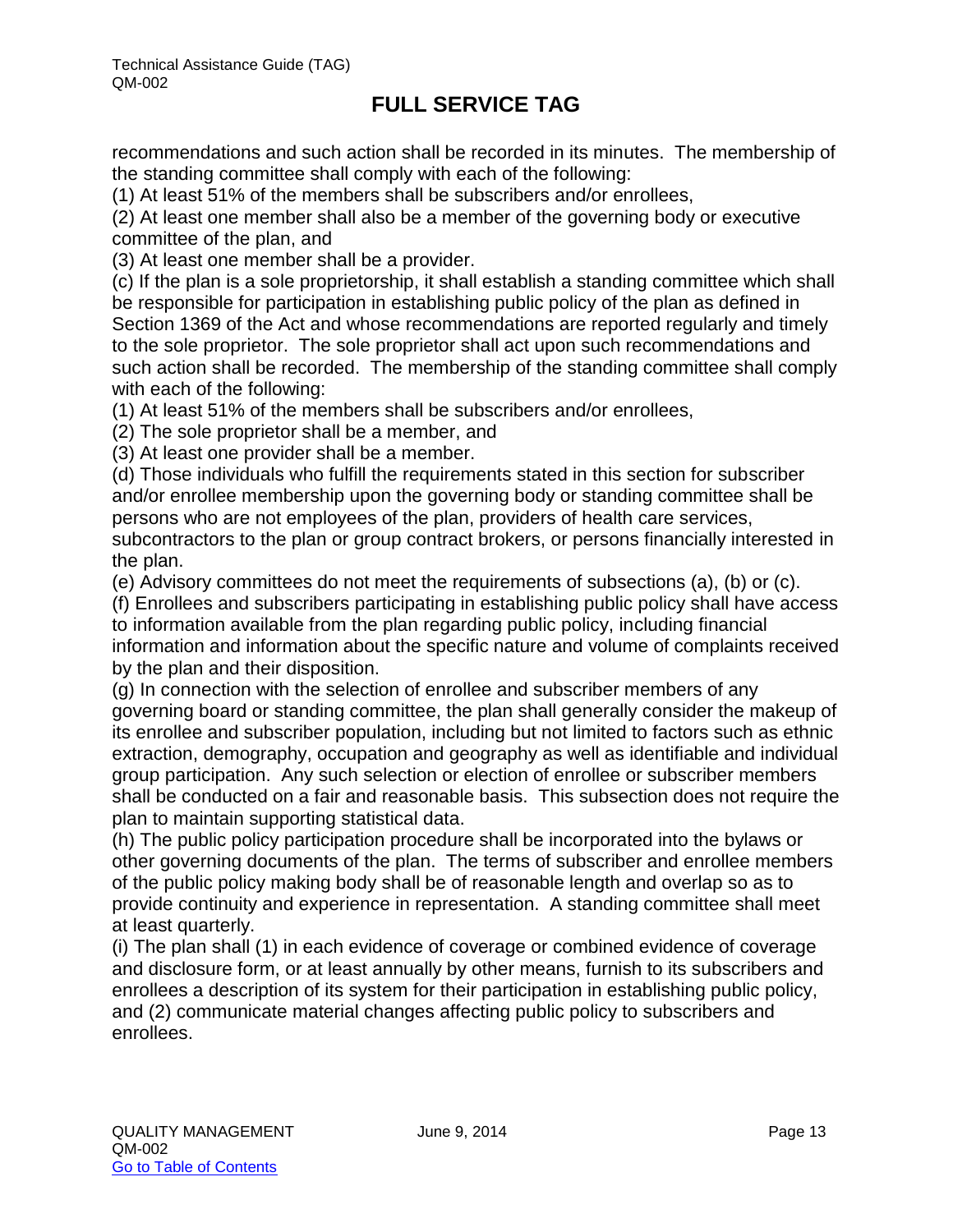recommendations and such action shall be recorded in its minutes. The membership of the standing committee shall comply with each of the following:

(1) At least 51% of the members shall be subscribers and/or enrollees,

(2) At least one member shall also be a member of the governing body or executive committee of the plan, and

(3) At least one member shall be a provider.

(c) If the plan is a sole proprietorship, it shall establish a standing committee which shall be responsible for participation in establishing public policy of the plan as defined in Section 1369 of the Act and whose recommendations are reported regularly and timely to the sole proprietor. The sole proprietor shall act upon such recommendations and such action shall be recorded. The membership of the standing committee shall comply with each of the following:

(1) At least 51% of the members shall be subscribers and/or enrollees,

(2) The sole proprietor shall be a member, and

(3) At least one provider shall be a member.

(d) Those individuals who fulfill the requirements stated in this section for subscriber and/or enrollee membership upon the governing body or standing committee shall be persons who are not employees of the plan, providers of health care services, subcontractors to the plan or group contract brokers, or persons financially interested in the plan.

(e) Advisory committees do not meet the requirements of subsections (a), (b) or (c).

(f) Enrollees and subscribers participating in establishing public policy shall have access to information available from the plan regarding public policy, including financial information and information about the specific nature and volume of complaints received by the plan and their disposition.

(g) In connection with the selection of enrollee and subscriber members of any governing board or standing committee, the plan shall generally consider the makeup of its enrollee and subscriber population, including but not limited to factors such as ethnic extraction, demography, occupation and geography as well as identifiable and individual group participation. Any such selection or election of enrollee or subscriber members shall be conducted on a fair and reasonable basis. This subsection does not require the plan to maintain supporting statistical data.

(h) The public policy participation procedure shall be incorporated into the bylaws or other governing documents of the plan. The terms of subscriber and enrollee members of the public policy making body shall be of reasonable length and overlap so as to provide continuity and experience in representation. A standing committee shall meet at least quarterly.

(i) The plan shall (1) in each evidence of coverage or combined evidence of coverage and disclosure form, or at least annually by other means, furnish to its subscribers and enrollees a description of its system for their participation in establishing public policy, and (2) communicate material changes affecting public policy to subscribers and enrollees.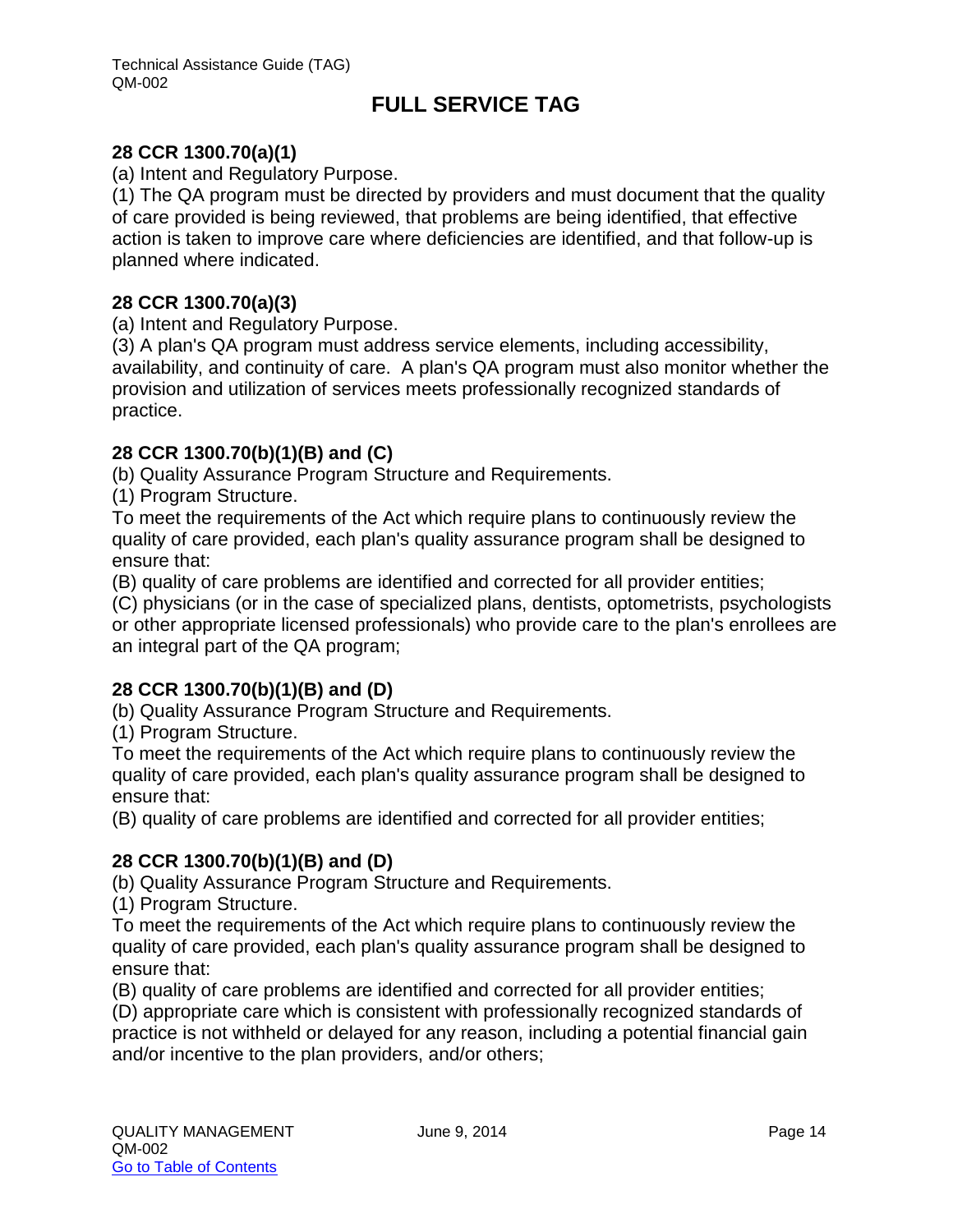# FULL SERVICE TAG

**28 CCR 1300.70(a)(1)**

(a) Intent and Regulatory Purpose.

(1) The QA program must be directed by providers and must document that the quality of care provided is being reviewed, that problems are being identified, that effective action is taken to improve care where deficiencies are identified, and that follow-up is planned where indicated.

**28 CCR 1300.70(a)(3)**

(a) Intent and Regulatory Purpose.

(3) A plan's QA program must address service elements, including accessibility, availability, and continuity of care. A plan's QA program must also monitor whether the provision and utilization of services meets professionally recognized standards of practice.

**28 CCR 1300.70(b)(1)(B) and (C)**

(b) Quality Assurance Program Structure and Requirements.

(1) Program Structure.

To meet the requirements of the Act which require plans to continuously review the quality of care provided, each plan's quality assurance program shall be designed to ensure that:

(B) quality of care problems are identified and corrected for all provider entities;

(C) physicians (or in the case of specialized plans, dentists, optometrists, psychologists or other appropriate licensed professionals) who provide care to the plan's enrollees are an integral part of the QA program;

**28 CCR 1300.70(b)(1)(B) and (D)**

(b) Quality Assurance Program Structure and Requirements.

(1) Program Structure.

To meet the requirements of the Act which require plans to continuously review the quality of care provided, each plan's quality assurance program shall be designed to ensure that:

(B) quality of care problems are identified and corrected for all provider entities;

**28 CCR 1300.70(b)(1)(B) and (D)**

(b) Quality Assurance Program Structure and Requirements.

(1) Program Structure.

To meet the requirements of the Act which require plans to continuously review the quality of care provided, each plan's quality assurance program shall be designed to ensure that:

(B) quality of care problems are identified and corrected for all provider entities;

(D) appropriate care which is consistent with professionally recognized standards of practice is not withheld or delayed for any reason, including a potential financial gain and/or incentive to the plan providers, and/or others;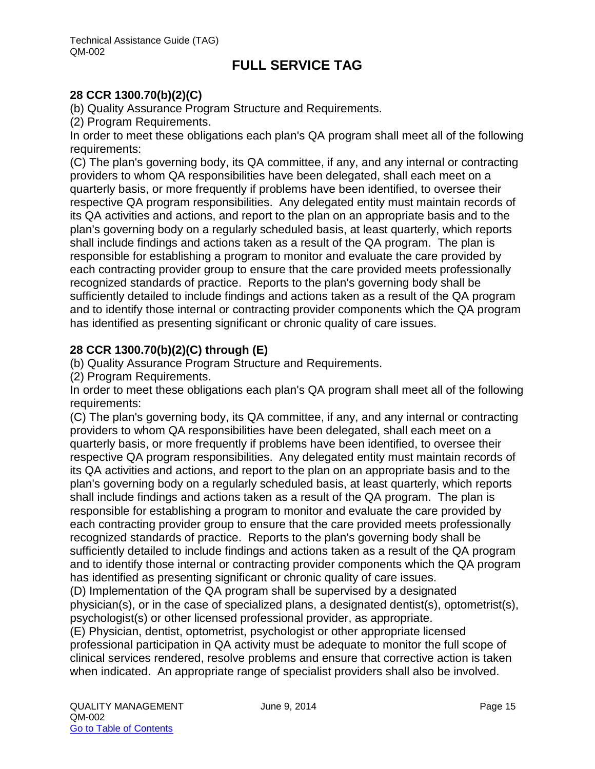# FULL SERVICE TAG

**28 CCR 1300.70(b)(2)(C)**

(b) Quality Assurance Program Structure and Requirements.

(2) Program Requirements.

In order to meet these obligations each plan's QA program shall meet all of the following requirements:

(C) The plan's governing body, its QA committee, if any, and any internal or contracting providers to whom QA responsibilities have been delegated, shall each meet on a quarterly basis, or more frequently if problems have been identified, to oversee their respective QA program responsibilities. Any delegated entity must maintain records of its QA activities and actions, and report to the plan on an appropriate basis and to the plan's governing body on a regularly scheduled basis, at least quarterly, which reports shall include findings and actions taken as a result of the QA program. The plan is responsible for establishing a program to monitor and evaluate the care provided by each contracting provider group to ensure that the care provided meets professionally recognized standards of practice. Reports to the plan's governing body shall be sufficiently detailed to include findings and actions taken as a result of the QA program and to identify those internal or contracting provider components which the QA program has identified as presenting significant or chronic quality of care issues.

**28 CCR 1300.70(b)(2)(C) through (E)**

(b) Quality Assurance Program Structure and Requirements.

(2) Program Requirements.

In order to meet these obligations each plan's QA program shall meet all of the following requirements:

(C) The plan's governing body, its QA committee, if any, and any internal or contracting providers to whom QA responsibilities have been delegated, shall each meet on a quarterly basis, or more frequently if problems have been identified, to oversee their respective QA program responsibilities. Any delegated entity must maintain records of its QA activities and actions, and report to the plan on an appropriate basis and to the plan's governing body on a regularly scheduled basis, at least quarterly, which reports shall include findings and actions taken as a result of the QA program. The plan is responsible for establishing a program to monitor and evaluate the care provided by each contracting provider group to ensure that the care provided meets professionally recognized standards of practice. Reports to the plan's governing body shall be sufficiently detailed to include findings and actions taken as a result of the QA program and to identify those internal or contracting provider components which the QA program has identified as presenting significant or chronic quality of care issues.

(D) Implementation of the QA program shall be supervised by a designated physician(s), or in the case of specialized plans, a designated dentist(s), optometrist(s), psychologist(s) or other licensed professional provider, as appropriate.

(E) Physician, dentist, optometrist, psychologist or other appropriate licensed professional participation in QA activity must be adequate to monitor the full scope of clinical services rendered, resolve problems and ensure that corrective action is taken when indicated. An appropriate range of specialist providers shall also be involved.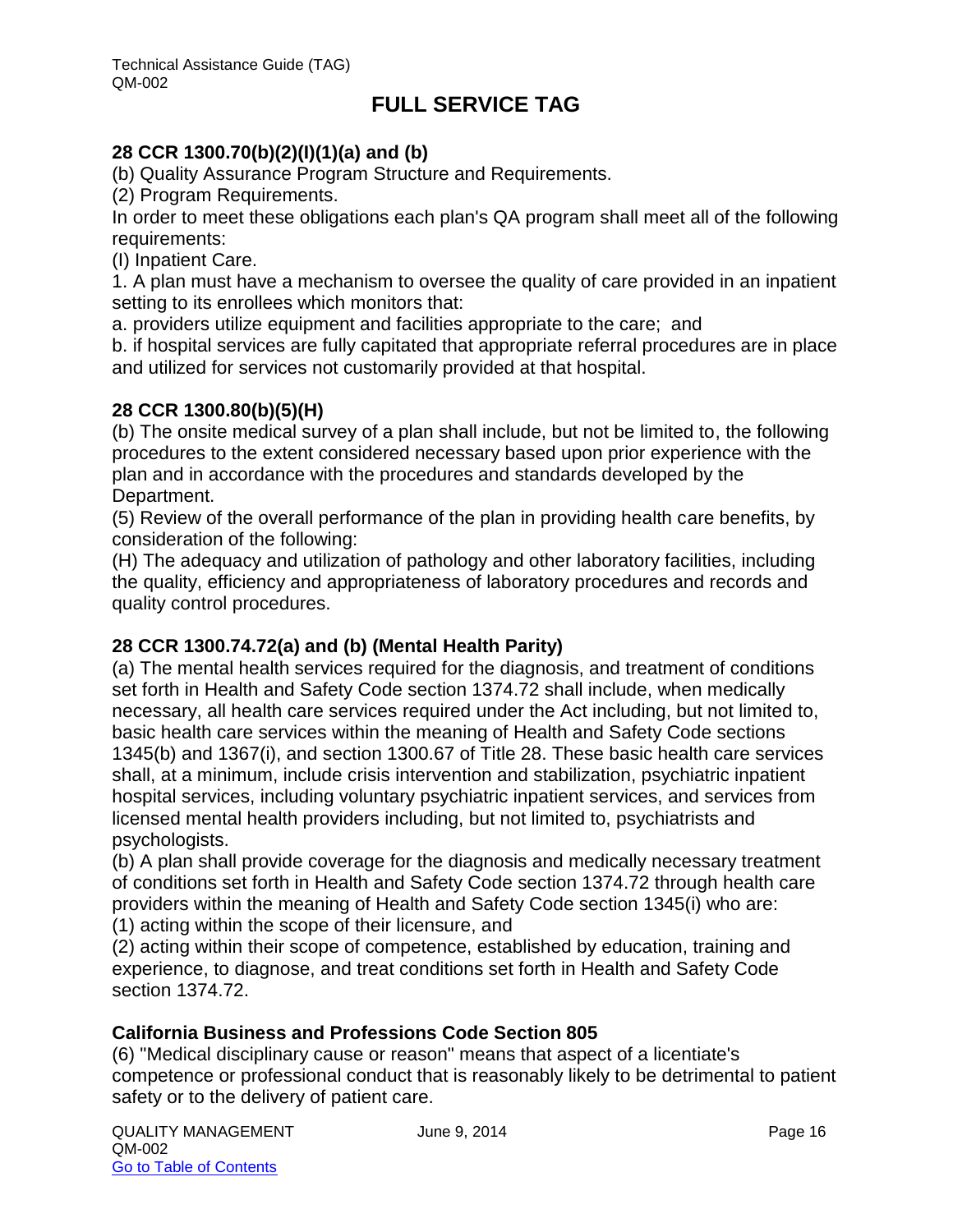# FULL SERVICE TAG

**28 CCR 1300.70(b)(2)(I)(1)(a) and (b)**

(b) Quality Assurance Program Structure and Requirements.

(2) Program Requirements.

In order to meet these obligations each plan's QA program shall meet all of the following requirements:

(I) Inpatient Care.

1. A plan must have a mechanism to oversee the quality of care provided in an inpatient setting to its enrollees which monitors that:

a. providers utilize equipment and facilities appropriate to the care; and

b. if hospital services are fully capitated that appropriate referral procedures are in place and utilized for services not customarily provided at that hospital.

**28 CCR 1300.80(b)(5)(H)**

(b) The onsite medical survey of a plan shall include, but not be limited to, the following procedures to the extent considered necessary based upon prior experience with the plan and in accordance with the procedures and standards developed by the Department.

(5) Review of the overall performance of the plan in providing health care benefits, by consideration of the following:

(H) The adequacy and utilization of pathology and other laboratory facilities, including the quality, efficiency and appropriateness of laboratory procedures and records and quality control procedures.

**28 CCR 1300.74.72(a) and (b) (Mental Health Parity)**

(a) The mental health services required for the diagnosis, and treatment of conditions set forth in Health and Safety Code section 1374.72 shall include, when medically necessary, all health care services required under the Act including, but not limited to, basic health care services within the meaning of Health and Safety Code sections 1345(b) and 1367(i), and section 1300.67 of Title 28. These basic health care services shall, at a minimum, include crisis intervention and stabilization, psychiatric inpatient hospital services, including voluntary psychiatric inpatient services, and services from licensed mental health providers including, but not limited to, psychiatrists and psychologists.

(b) A plan shall provide coverage for the diagnosis and medically necessary treatment of conditions set forth in Health and Safety Code section 1374.72 through health care providers within the meaning of Health and Safety Code section 1345(i) who are:

(1) acting within the scope of their licensure, and

(2) acting within their scope of competence, established by education, training and experience, to diagnose, and treat conditions set forth in Health and Safety Code section 1374.72.

**California Business and Professions Code Section 805**

(6) "Medical disciplinary cause or reason" means that aspect of a licentiate's competence or professional conduct that is reasonably likely to be detrimental to patient safety or to the delivery of patient care.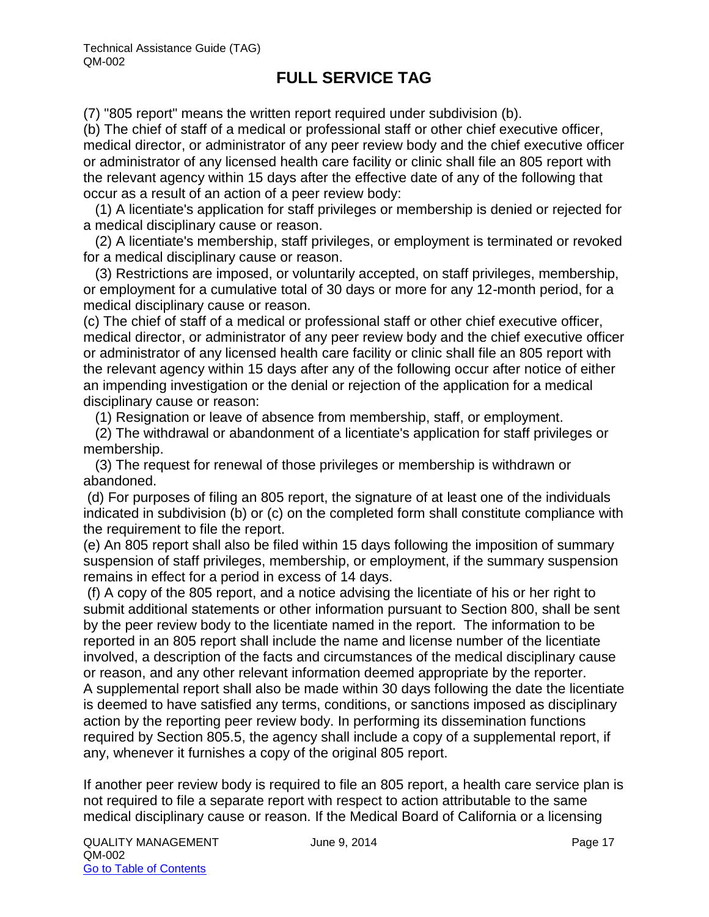# FULL SERVICE TAG

(7) "805 report" means the written report required under subdivision (b).

(b) The chief of staff of a medical or professional staff or other chief executive officer, medical director, or administrator of any peer review body and the chief executive officer or administrator of any licensed health care facility or clinic shall file an 805 report with the relevant agency within 15 days after the effective date of any of the following that occur as a result of an action of a peer review body:

(1) A licentiate's application for staff privileges or membership is denied or rejected for a medical disciplinary cause or reason.

(2) A licentiate's membership, staff privileges, or employment is terminated or revoked for a medical disciplinary cause or reason.

(3) Restrictions are imposed, or voluntarily accepted, on staff privileges, membership, or employment for a cumulative total of 30 days or more for any 12-month period, for a medical disciplinary cause or reason.

(c) The chief of staff of a medical or professional staff or other chief executive officer, medical director, or administrator of any peer review body and the chief executive officer or administrator of any licensed health care facility or clinic shall file an 805 report with the relevant agency within 15 days after any of the following occur after notice of either an impending investigation or the denial or rejection of the application for a medical disciplinary cause or reason:

(1) Resignation or leave of absence from membership, staff, or employment.

(2) The withdrawal or abandonment of a licentiate's application for staff privileges or membership.

(3) The request for renewal of those privileges or membership is withdrawn or abandoned.

(d) For purposes of filing an 805 report, the signature of at least one of the individuals indicated in subdivision (b) or (c) on the completed form shall constitute compliance with the requirement to file the report.

(e) An 805 report shall also be filed within 15 days following the imposition of summary suspension of staff privileges, membership, or employment, if the summary suspension remains in effect for a period in excess of 14 days.

(f) A copy of the 805 report, and a notice advising the licentiate of his or her right to submit additional statements or other information pursuant to Section 800, shall be sent by the peer review body to the licentiate named in the report. The information to be reported in an 805 report shall include the name and license number of the licentiate involved, a description of the facts and circumstances of the medical disciplinary cause or reason, and any other relevant information deemed appropriate by the reporter. A supplemental report shall also be made within 30 days following the date the licentiate is deemed to have satisfied any terms, conditions, or sanctions imposed as disciplinary action by the reporting peer review body. In performing its dissemination functions required by Section 805.5, the agency shall include a copy of a supplemental report, if any, whenever it furnishes a copy of the original 805 report.

If another peer review body is required to file an 805 report, a health care service plan is not required to file a separate report with respect to action attributable to the same medical disciplinary cause or reason. If the Medical Board of California or a licensing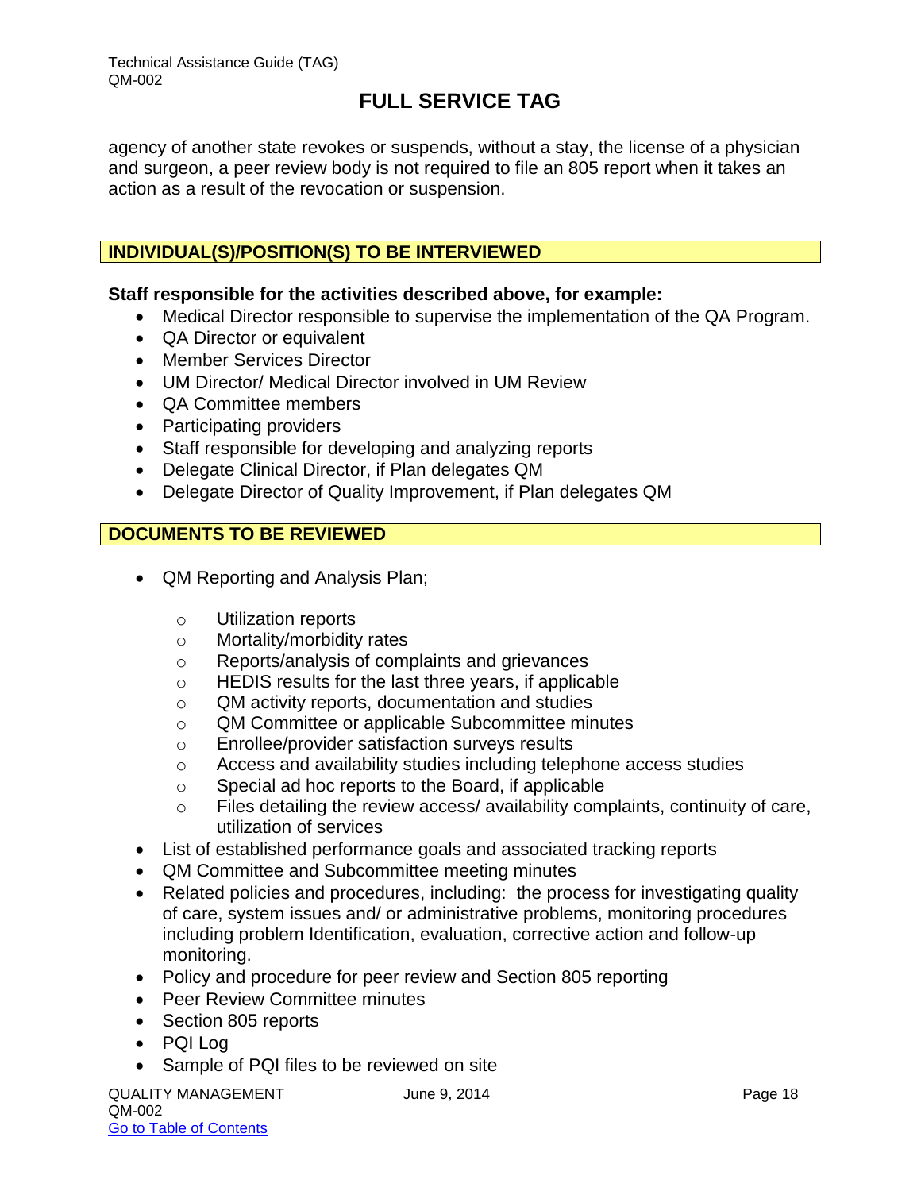agency of another state revokes or suspends, without a stay, the license of a physician and surgeon, a peer review body is not required to file an 805 report when it takes an action as a result of the revocation or suspension.

## INDIVIDUAL(S)/POSITION(S) TO BE INTERVIEWED

**Staff responsible for the activities described above, for example:**

- Medical Director responsible to supervise the implementation of the QA Program.
- QA Director or equivalent
- Member Services Director
- UM Director/ Medical Director involved in UM Review
- QA Committee members
- Participating providers
- Staff responsible for developing and analyzing reports
- Delegate Clinical Director, if Plan delegates QM
- Delegate Director of Quality Improvement, if Plan delegates QM

## DOCUMENTS TO BE REVIEWED

- QM Reporting and Analysis Plan;
  - Utilization reports
  - Mortality/morbidity rates
  - Reports/analysis of complaints and grievances
  - HEDIS results for the last three years, if applicable
  - QM activity reports, documentation and studies
  - QM Committee or applicable Subcommittee minutes
  - Enrollee/provider satisfaction surveys results
  - Access and availability studies including telephone access studies
  - Special ad hoc reports to the Board, if applicable
  - Files detailing the review access/ availability complaints, continuity of care, utilization of services
- List of established performance goals and associated tracking reports
- QM Committee and Subcommittee meeting minutes
- Related policies and procedures, including: the process for investigating quality of care, system issues and/ or administrative problems, monitoring procedures including problem Identification, evaluation, corrective action and follow-up monitoring.
- Policy and procedure for peer review and Section 805 reporting
- Peer Review Committee minutes
- Section 805 reports
- PQI Log
- Sample of PQI files to be reviewed on site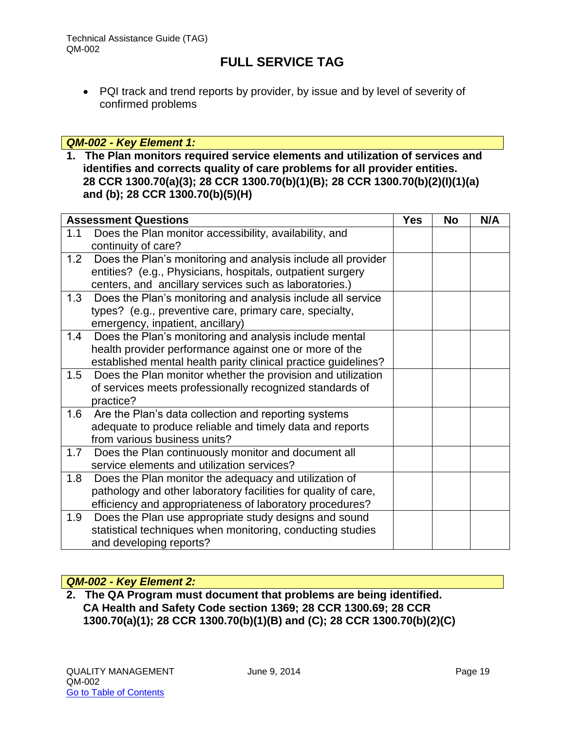- PQI track and trend reports by provider, by issue and by level of severity of confirmed problems

***QM-002 - Key Element 1:***

**1. The Plan monitors required service elements and utilization of services and identifies and corrects quality of care problems for all provider entities. 28 CCR 1300.70(a)(3); 28 CCR 1300.70(b)(1)(B); 28 CCR 1300.70(b)(2)(I)(1)(a) and (b); 28 CCR 1300.70(b)(5)(H)**

| Assessment Questions | Yes | No | N/A |
|---|---|---|---|
| 1.1 Does the Plan monitor accessibility, availability, and continuity of care? | | | |
| 1.2 Does the Plan's monitoring and analysis include all provider entities? (e.g., Physicians, hospitals, outpatient surgery centers, and ancillary services such as laboratories.) | | | |
| 1.3 Does the Plan's monitoring and analysis include all service types? (e.g., preventive care, primary care, specialty, emergency, inpatient, ancillary) | | | |
| 1.4 Does the Plan's monitoring and analysis include mental health provider performance against one or more of the established mental health parity clinical practice guidelines? | | | |
| 1.5 Does the Plan monitor whether the provision and utilization of services meets professionally recognized standards of practice? | | | |
| 1.6 Are the Plan's data collection and reporting systems adequate to produce reliable and timely data and reports from various business units? | | | |
| 1.7 Does the Plan continuously monitor and document all service elements and utilization services? | | | |
| 1.8 Does the Plan monitor the adequacy and utilization of pathology and other laboratory facilities for quality of care, efficiency and appropriateness of laboratory procedures? | | | |
| 1.9 Does the Plan use appropriate study designs and sound statistical techniques when monitoring, conducting studies and developing reports? | | | |

***QM-002 - Key Element 2:***

**2. The QA Program must document that problems are being identified. CA Health and Safety Code section 1369; 28 CCR 1300.69; 28 CCR 1300.70(a)(1); 28 CCR 1300.70(b)(1)(B) and (C); 28 CCR 1300.70(b)(2)(C)**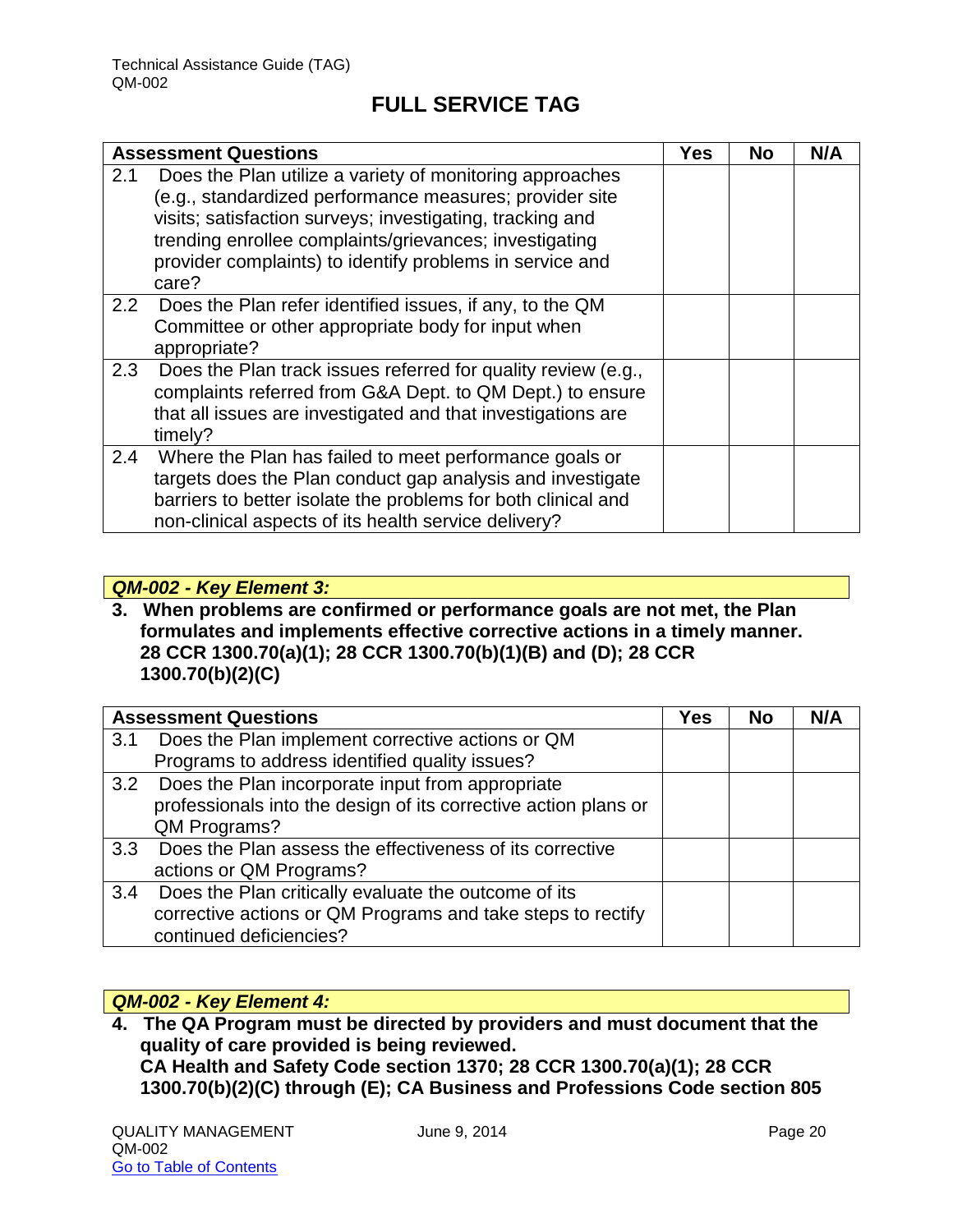## FULL SERVICE TAG

| Assessment Questions | Yes | No | N/A |
|---|---|---|---|
| 2.1 Does the Plan utilize a variety of monitoring approaches (e.g., standardized performance measures; provider site visits; satisfaction surveys; investigating, tracking and trending enrollee complaints/grievances; investigating provider complaints) to identify problems in service and care? | | | |
| 2.2 Does the Plan refer identified issues, if any, to the QM Committee or other appropriate body for input when appropriate? | | | |
| 2.3 Does the Plan track issues referred for quality review (e.g., complaints referred from G&A Dept. to QM Dept.) to ensure that all issues are investigated and that investigations are timely? | | | |
| 2.4 Where the Plan has failed to meet performance goals or targets does the Plan conduct gap analysis and investigate barriers to better isolate the problems for both clinical and non-clinical aspects of its health service delivery? | | | |

### *QM-002 - Key Element 3:*

**3. When problems are confirmed or performance goals are not met, the Plan formulates and implements effective corrective actions in a timely manner. 28 CCR 1300.70(a)(1); 28 CCR 1300.70(b)(1)(B) and (D); 28 CCR 1300.70(b)(2)(C)**

| Assessment Questions | Yes | No | N/A |
|---|---|---|---|
| 3.1 Does the Plan implement corrective actions or QM Programs to address identified quality issues? | | | |
| 3.2 Does the Plan incorporate input from appropriate professionals into the design of its corrective action plans or QM Programs? | | | |
| 3.3 Does the Plan assess the effectiveness of its corrective actions or QM Programs? | | | |
| 3.4 Does the Plan critically evaluate the outcome of its corrective actions or QM Programs and take steps to rectify continued deficiencies? | | | |

### *QM-002 - Key Element 4:*

**4. The QA Program must be directed by providers and must document that the quality of care provided is being reviewed. CA Health and Safety Code section 1370; 28 CCR 1300.70(a)(1); 28 CCR 1300.70(b)(2)(C) through (E); CA Business and Professions Code section 805**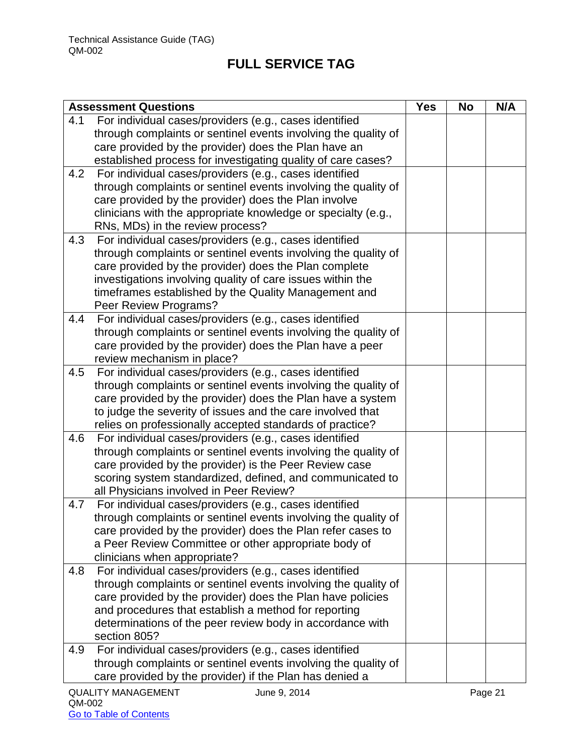# FULL SERVICE TAG

| Assessment Questions | Yes | No | N/A |
|---|---|---|---|
| 4.1 For individual cases/providers (e.g., cases identified through complaints or sentinel events involving the quality of care provided by the provider) does the Plan have an established process for investigating quality of care cases? | | | |
| 4.2 For individual cases/providers (e.g., cases identified through complaints or sentinel events involving the quality of care provided by the provider) does the Plan involve clinicians with the appropriate knowledge or specialty (e.g., RNs, MDs) in the review process? | | | |
| 4.3 For individual cases/providers (e.g., cases identified through complaints or sentinel events involving the quality of care provided by the provider) does the Plan complete investigations involving quality of care issues within the timeframes established by the Quality Management and Peer Review Programs? | | | |
| 4.4 For individual cases/providers (e.g., cases identified through complaints or sentinel events involving the quality of care provided by the provider) does the Plan have a peer review mechanism in place? | | | |
| 4.5 For individual cases/providers (e.g., cases identified through complaints or sentinel events involving the quality of care provided by the provider) does the Plan have a system to judge the severity of issues and the care involved that relies on professionally accepted standards of practice? | | | |
| 4.6 For individual cases/providers (e.g., cases identified through complaints or sentinel events involving the quality of care provided by the provider) is the Peer Review case scoring system standardized, defined, and communicated to all Physicians involved in Peer Review? | | | |
| 4.7 For individual cases/providers (e.g., cases identified through complaints or sentinel events involving the quality of care provided by the provider) does the Plan refer cases to a Peer Review Committee or other appropriate body of clinicians when appropriate? | | | |
| 4.8 For individual cases/providers (e.g., cases identified through complaints or sentinel events involving the quality of care provided by the provider) does the Plan have policies and procedures that establish a method for reporting determinations of the peer review body in accordance with section 805? | | | |
| 4.9 For individual cases/providers (e.g., cases identified through complaints or sentinel events involving the quality of care provided by the provider) if the Plan has denied a | | | |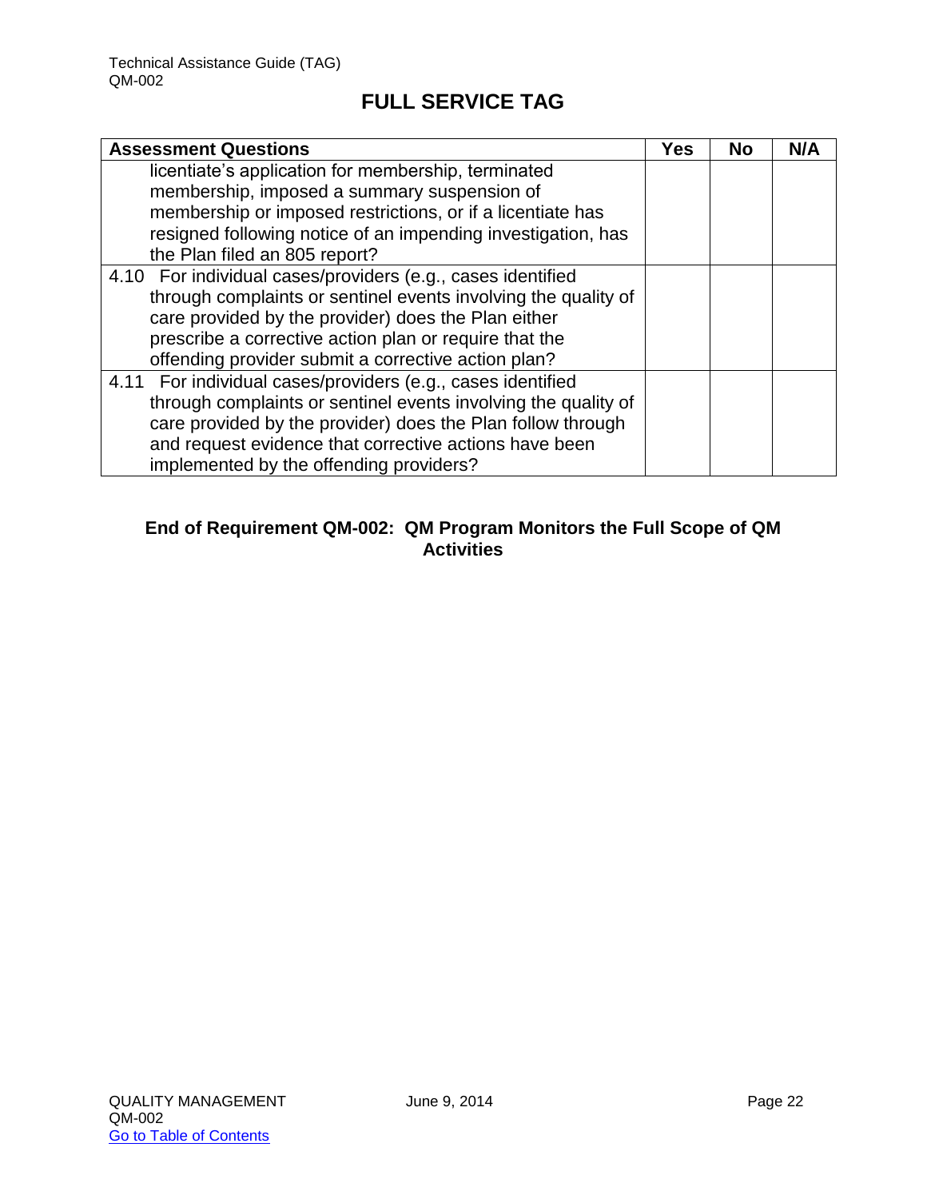# FULL SERVICE TAG

| Assessment Questions | Yes | No | N/A |
|---|---|---|---|
| licentiate's application for membership, terminated membership, imposed a summary suspension of membership or imposed restrictions, or if a licentiate has resigned following notice of an impending investigation, has the Plan filed an 805 report? | | | |
| 4.10 For individual cases/providers (e.g., cases identified through complaints or sentinel events involving the quality of care provided by the provider) does the Plan either prescribe a corrective action plan or require that the offending provider submit a corrective action plan? | | | |
| 4.11 For individual cases/providers (e.g., cases identified through complaints or sentinel events involving the quality of care provided by the provider) does the Plan follow through and request evidence that corrective actions have been implemented by the offending providers? | | | |

**End of Requirement QM-002: QM Program Monitors the Full Scope of QM Activities**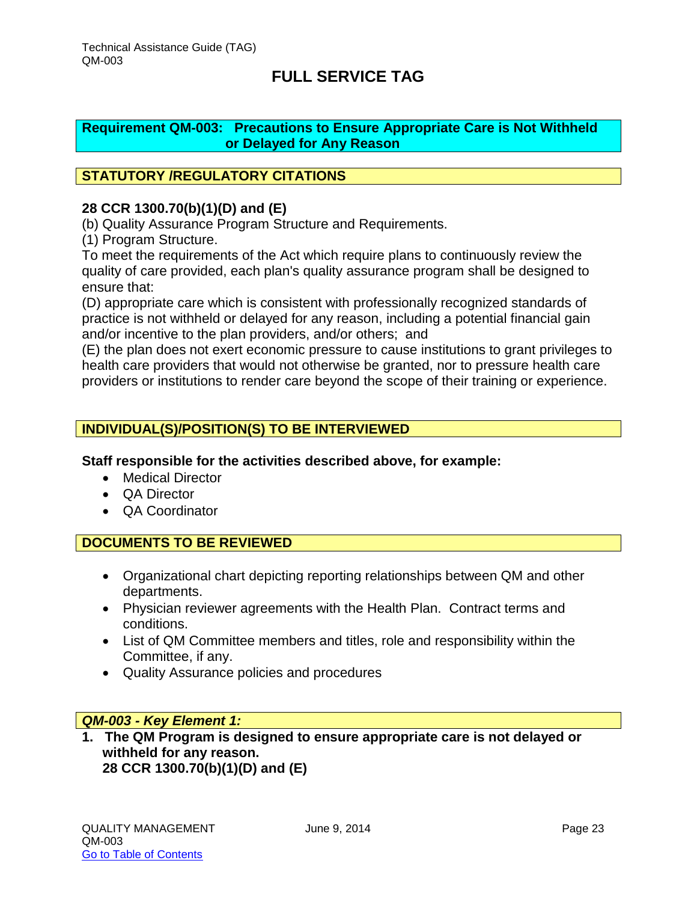# FULL SERVICE TAG

## Requirement QM-003: Precautions to Ensure Appropriate Care is Not Withheld or Delayed for Any Reason

## STATUTORY /REGULATORY CITATIONS

**28 CCR 1300.70(b)(1)(D) and (E)**

(b) Quality Assurance Program Structure and Requirements.

(1) Program Structure.

To meet the requirements of the Act which require plans to continuously review the quality of care provided, each plan's quality assurance program shall be designed to ensure that:

(D) appropriate care which is consistent with professionally recognized standards of practice is not withheld or delayed for any reason, including a potential financial gain and/or incentive to the plan providers, and/or others; and

(E) the plan does not exert economic pressure to cause institutions to grant privileges to health care providers that would not otherwise be granted, nor to pressure health care providers or institutions to render care beyond the scope of their training or experience.

## INDIVIDUAL(S)/POSITION(S) TO BE INTERVIEWED

**Staff responsible for the activities described above, for example:**

- Medical Director
- QA Director
- QA Coordinator

## DOCUMENTS TO BE REVIEWED

- Organizational chart depicting reporting relationships between QM and other departments.
- Physician reviewer agreements with the Health Plan. Contract terms and conditions.
- List of QM Committee members and titles, role and responsibility within the Committee, if any.
- Quality Assurance policies and procedures

### *QM-003 - Key Element 1:*

**1. The QM Program is designed to ensure appropriate care is not delayed or withheld for any reason.**
**28 CCR 1300.70(b)(1)(D) and (E)**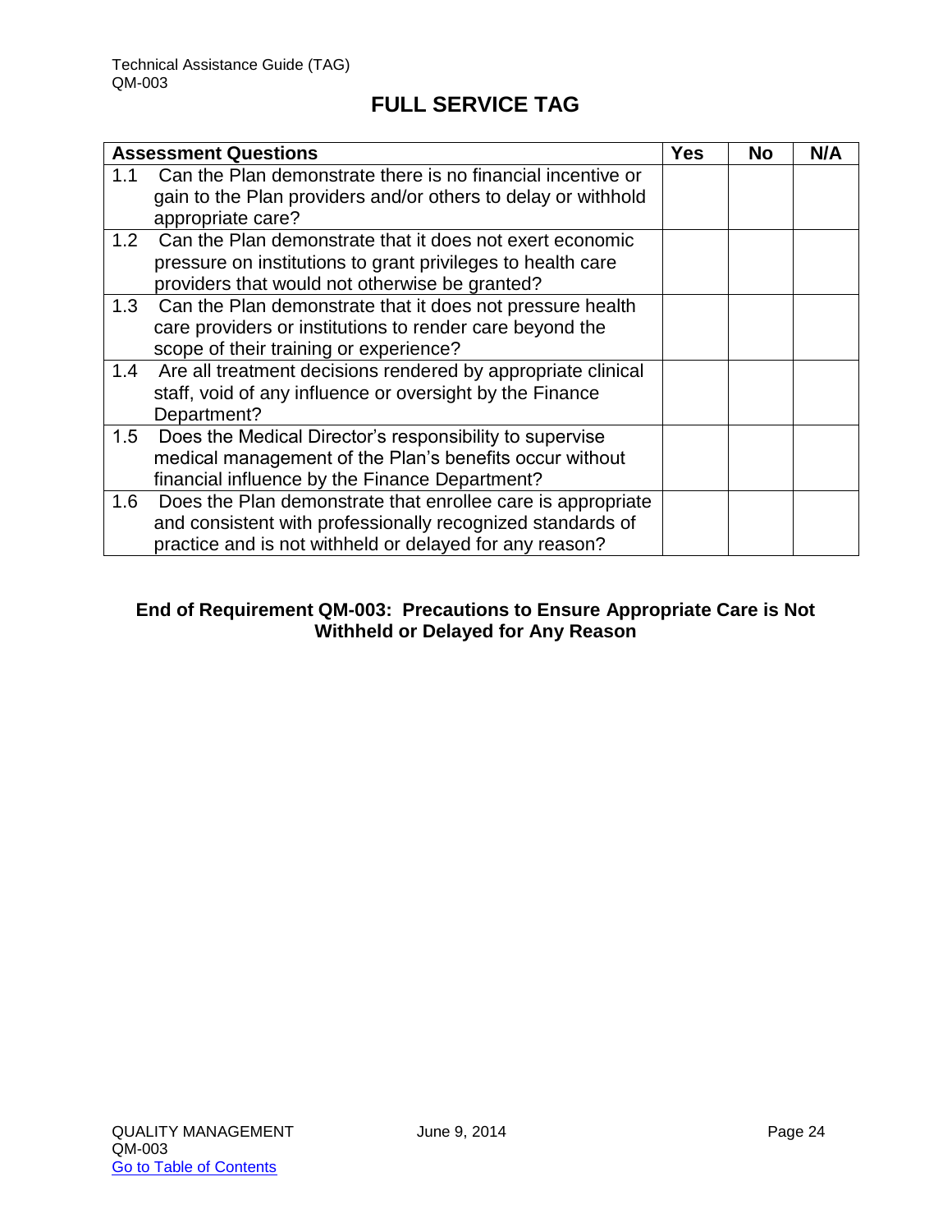## FULL SERVICE TAG

| Assessment Questions | Yes | No | N/A |
|---|---|---|---|
| 1.1 Can the Plan demonstrate there is no financial incentive or gain to the Plan providers and/or others to delay or withhold appropriate care? | | | |
| 1.2 Can the Plan demonstrate that it does not exert economic pressure on institutions to grant privileges to health care providers that would not otherwise be granted? | | | |
| 1.3 Can the Plan demonstrate that it does not pressure health care providers or institutions to render care beyond the scope of their training or experience? | | | |
| 1.4 Are all treatment decisions rendered by appropriate clinical staff, void of any influence or oversight by the Finance Department? | | | |
| 1.5 Does the Medical Director's responsibility to supervise medical management of the Plan's benefits occur without financial influence by the Finance Department? | | | |
| 1.6 Does the Plan demonstrate that enrollee care is appropriate and consistent with professionally recognized standards of practice and is not withheld or delayed for any reason? | | | |

**End of Requirement QM-003: Precautions to Ensure Appropriate Care is Not Withheld or Delayed for Any Reason**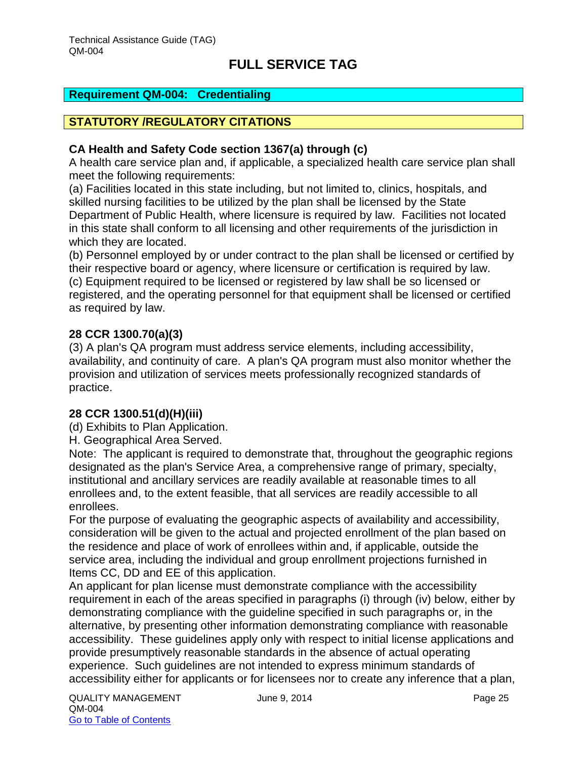# FULL SERVICE TAG

## Requirement QM-004: Credentialing

## STATUTORY /REGULATORY CITATIONS

### CA Health and Safety Code section 1367(a) through (c)

A health care service plan and, if applicable, a specialized health care service plan shall meet the following requirements:

(a) Facilities located in this state including, but not limited to, clinics, hospitals, and skilled nursing facilities to be utilized by the plan shall be licensed by the State Department of Public Health, where licensure is required by law. Facilities not located in this state shall conform to all licensing and other requirements of the jurisdiction in which they are located.

(b) Personnel employed by or under contract to the plan shall be licensed or certified by their respective board or agency, where licensure or certification is required by law.

(c) Equipment required to be licensed or registered by law shall be so licensed or registered, and the operating personnel for that equipment shall be licensed or certified as required by law.

### 28 CCR 1300.70(a)(3)

(3) A plan's QA program must address service elements, including accessibility, availability, and continuity of care. A plan's QA program must also monitor whether the provision and utilization of services meets professionally recognized standards of practice.

### 28 CCR 1300.51(d)(H)(iii)

(d) Exhibits to Plan Application.

H. Geographical Area Served.

Note: The applicant is required to demonstrate that, throughout the geographic regions designated as the plan's Service Area, a comprehensive range of primary, specialty, institutional and ancillary services are readily available at reasonable times to all enrollees and, to the extent feasible, that all services are readily accessible to all enrollees.

For the purpose of evaluating the geographic aspects of availability and accessibility, consideration will be given to the actual and projected enrollment of the plan based on the residence and place of work of enrollees within and, if applicable, outside the service area, including the individual and group enrollment projections furnished in Items CC, DD and EE of this application.

An applicant for plan license must demonstrate compliance with the accessibility requirement in each of the areas specified in paragraphs (i) through (iv) below, either by demonstrating compliance with the guideline specified in such paragraphs or, in the alternative, by presenting other information demonstrating compliance with reasonable accessibility. These guidelines apply only with respect to initial license applications and provide presumptively reasonable standards in the absence of actual operating experience. Such guidelines are not intended to express minimum standards of accessibility either for applicants or for licensees nor to create any inference that a plan,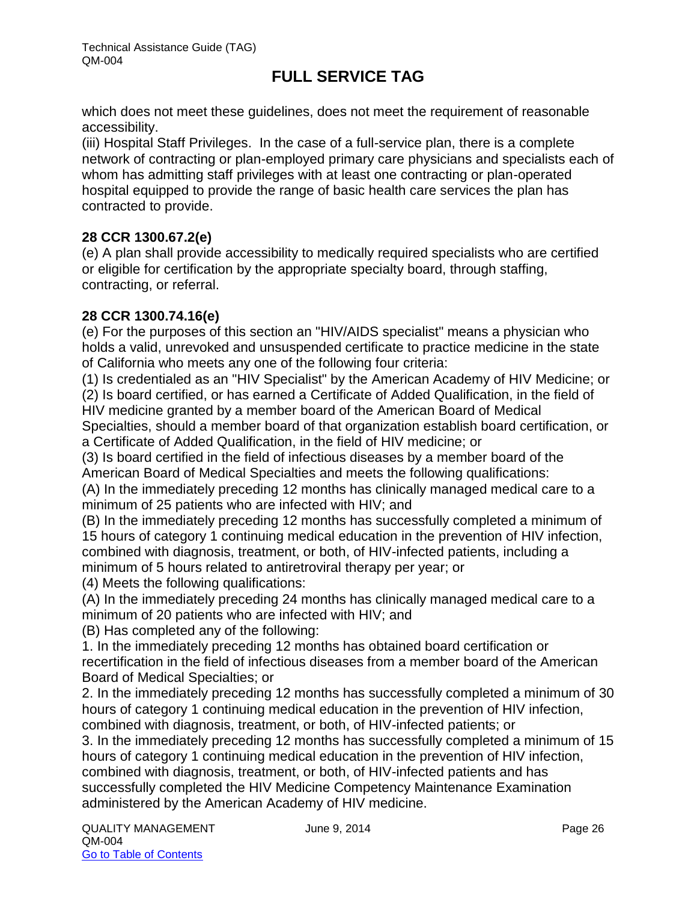which does not meet these guidelines, does not meet the requirement of reasonable accessibility.

(iii) Hospital Staff Privileges. In the case of a full-service plan, there is a complete network of contracting or plan-employed primary care physicians and specialists each of whom has admitting staff privileges with at least one contracting or plan-operated hospital equipped to provide the range of basic health care services the plan has contracted to provide.

**28 CCR 1300.67.2(e)**

(e) A plan shall provide accessibility to medically required specialists who are certified or eligible for certification by the appropriate specialty board, through staffing, contracting, or referral.

**28 CCR 1300.74.16(e)**

(e) For the purposes of this section an "HIV/AIDS specialist" means a physician who holds a valid, unrevoked and unsuspended certificate to practice medicine in the state of California who meets any one of the following four criteria:

(1) Is credentialed as an "HIV Specialist" by the American Academy of HIV Medicine; or

(2) Is board certified, or has earned a Certificate of Added Qualification, in the field of HIV medicine granted by a member board of the American Board of Medical Specialties, should a member board of that organization establish board certification, or a Certificate of Added Qualification, in the field of HIV medicine; or

(3) Is board certified in the field of infectious diseases by a member board of the American Board of Medical Specialties and meets the following qualifications:

(A) In the immediately preceding 12 months has clinically managed medical care to a minimum of 25 patients who are infected with HIV; and

(B) In the immediately preceding 12 months has successfully completed a minimum of 15 hours of category 1 continuing medical education in the prevention of HIV infection, combined with diagnosis, treatment, or both, of HIV-infected patients, including a minimum of 5 hours related to antiretroviral therapy per year; or

(4) Meets the following qualifications:

(A) In the immediately preceding 24 months has clinically managed medical care to a minimum of 20 patients who are infected with HIV; and

(B) Has completed any of the following:

1. In the immediately preceding 12 months has obtained board certification or recertification in the field of infectious diseases from a member board of the American Board of Medical Specialties; or
2. In the immediately preceding 12 months has successfully completed a minimum of 30 hours of category 1 continuing medical education in the prevention of HIV infection, combined with diagnosis, treatment, or both, of HIV-infected patients; or
3. In the immediately preceding 12 months has successfully completed a minimum of 15 hours of category 1 continuing medical education in the prevention of HIV infection, combined with diagnosis, treatment, or both, of HIV-infected patients and has successfully completed the HIV Medicine Competency Maintenance Examination administered by the American Academy of HIV medicine.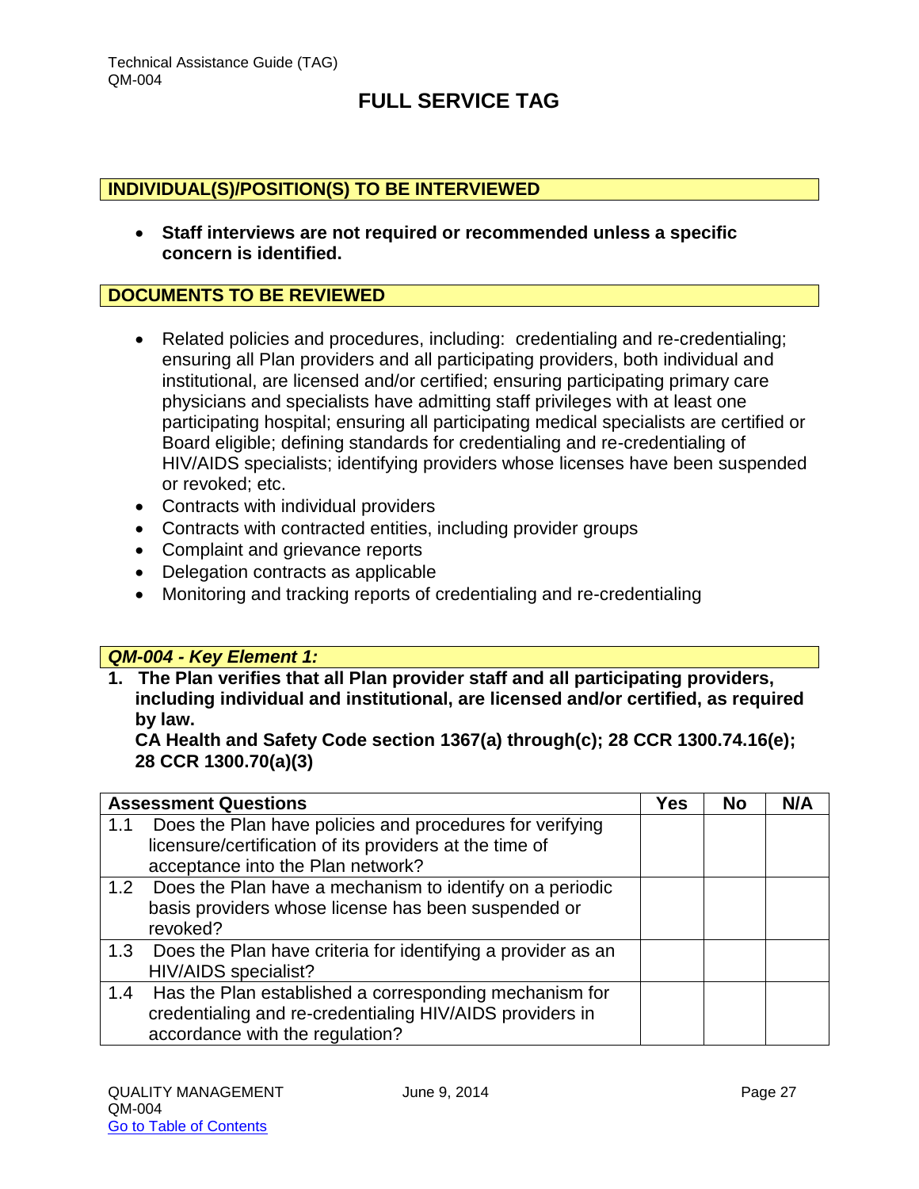# FULL SERVICE TAG

## INDIVIDUAL(S)/POSITION(S) TO BE INTERVIEWED

- **Staff interviews are not required or recommended unless a specific concern is identified.**

## DOCUMENTS TO BE REVIEWED

- Related policies and procedures, including: credentialing and re-credentialing; ensuring all Plan providers and all participating providers, both individual and institutional, are licensed and/or certified; ensuring participating primary care physicians and specialists have admitting staff privileges with at least one participating hospital; ensuring all participating medical specialists are certified or Board eligible; defining standards for credentialing and re-credentialing of HIV/AIDS specialists; identifying providers whose licenses have been suspended or revoked; etc.
- Contracts with individual providers
- Contracts with contracted entities, including provider groups
- Complaint and grievance reports
- Delegation contracts as applicable
- Monitoring and tracking reports of credentialing and re-credentialing

## *QM-004 - Key Element 1:*

**1. The Plan verifies that all Plan provider staff and all participating providers, including individual and institutional, are licensed and/or certified, as required by law.**
**CA Health and Safety Code section 1367(a) through(c); 28 CCR 1300.74.16(e); 28 CCR 1300.70(a)(3)**

| Assessment Questions | Yes | No | N/A |
|---|---|---|---|
| 1.1 Does the Plan have policies and procedures for verifying licensure/certification of its providers at the time of acceptance into the Plan network? | | | |
| 1.2 Does the Plan have a mechanism to identify on a periodic basis providers whose license has been suspended or revoked? | | | |
| 1.3 Does the Plan have criteria for identifying a provider as an HIV/AIDS specialist? | | | |
| 1.4 Has the Plan established a corresponding mechanism for credentialing and re-credentialing HIV/AIDS providers in accordance with the regulation? | | | |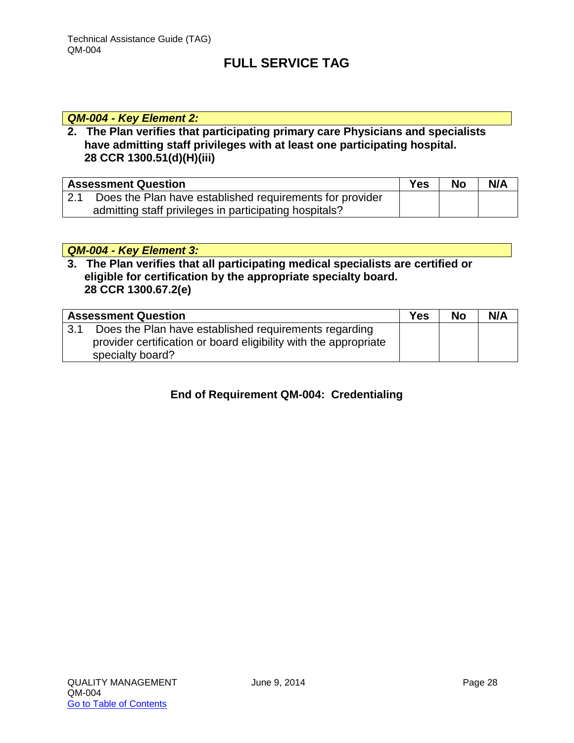## FULL SERVICE TAG

***QM-004 - Key Element 2:***

**2. The Plan verifies that participating primary care Physicians and specialists have admitting staff privileges with at least one participating hospital. 28 CCR 1300.51(d)(H)(iii)**

| Assessment Question | Yes | No | N/A |
|---|---|---|---|
| 2.1 Does the Plan have established requirements for provider admitting staff privileges in participating hospitals? | | | |

***QM-004 - Key Element 3:***

**3. The Plan verifies that all participating medical specialists are certified or eligible for certification by the appropriate specialty board. 28 CCR 1300.67.2(e)**

| Assessment Question | Yes | No | N/A |
|---|---|---|---|
| 3.1 Does the Plan have established requirements regarding provider certification or board eligibility with the appropriate specialty board? | | | |

**End of Requirement QM-004: Credentialing**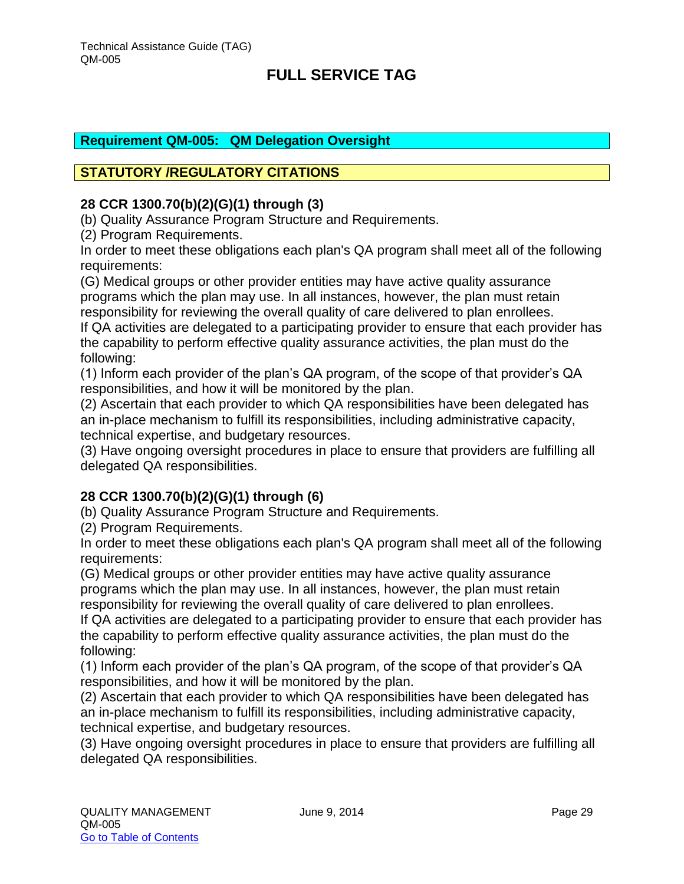# FULL SERVICE TAG

## Requirement QM-005: QM Delegation Oversight

## STATUTORY /REGULATORY CITATIONS

**28 CCR 1300.70(b)(2)(G)(1) through (3)**

(b) Quality Assurance Program Structure and Requirements.

(2) Program Requirements.

In order to meet these obligations each plan's QA program shall meet all of the following requirements:

(G) Medical groups or other provider entities may have active quality assurance programs which the plan may use. In all instances, however, the plan must retain responsibility for reviewing the overall quality of care delivered to plan enrollees.

If QA activities are delegated to a participating provider to ensure that each provider has the capability to perform effective quality assurance activities, the plan must do the following:

(1) Inform each provider of the plan's QA program, of the scope of that provider's QA responsibilities, and how it will be monitored by the plan.

(2) Ascertain that each provider to which QA responsibilities have been delegated has an in-place mechanism to fulfill its responsibilities, including administrative capacity, technical expertise, and budgetary resources.

(3) Have ongoing oversight procedures in place to ensure that providers are fulfilling all delegated QA responsibilities.

**28 CCR 1300.70(b)(2)(G)(1) through (6)**

(b) Quality Assurance Program Structure and Requirements.

(2) Program Requirements.

In order to meet these obligations each plan's QA program shall meet all of the following requirements:

(G) Medical groups or other provider entities may have active quality assurance programs which the plan may use. In all instances, however, the plan must retain responsibility for reviewing the overall quality of care delivered to plan enrollees.

If QA activities are delegated to a participating provider to ensure that each provider has the capability to perform effective quality assurance activities, the plan must do the following:

(1) Inform each provider of the plan's QA program, of the scope of that provider's QA responsibilities, and how it will be monitored by the plan.

(2) Ascertain that each provider to which QA responsibilities have been delegated has an in-place mechanism to fulfill its responsibilities, including administrative capacity, technical expertise, and budgetary resources.

(3) Have ongoing oversight procedures in place to ensure that providers are fulfilling all delegated QA responsibilities.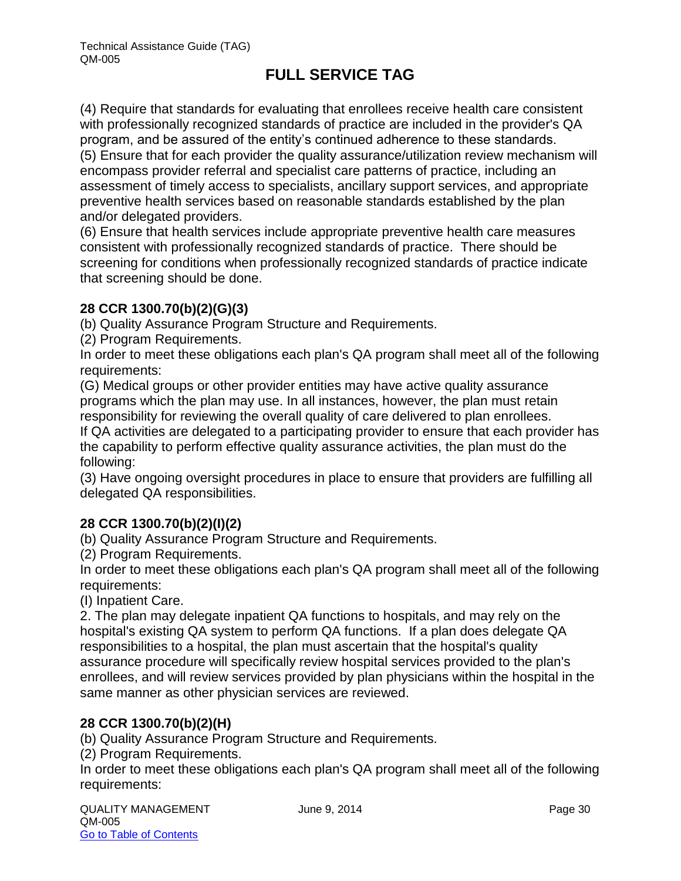(4) Require that standards for evaluating that enrollees receive health care consistent with professionally recognized standards of practice are included in the provider's QA program, and be assured of the entity's continued adherence to these standards.

(5) Ensure that for each provider the quality assurance/utilization review mechanism will encompass provider referral and specialist care patterns of practice, including an assessment of timely access to specialists, ancillary support services, and appropriate preventive health services based on reasonable standards established by the plan and/or delegated providers.

(6) Ensure that health services include appropriate preventive health care measures consistent with professionally recognized standards of practice. There should be screening for conditions when professionally recognized standards of practice indicate that screening should be done.

**28 CCR 1300.70(b)(2)(G)(3)**

(b) Quality Assurance Program Structure and Requirements.

(2) Program Requirements.

In order to meet these obligations each plan's QA program shall meet all of the following requirements:

(G) Medical groups or other provider entities may have active quality assurance programs which the plan may use. In all instances, however, the plan must retain responsibility for reviewing the overall quality of care delivered to plan enrollees. If QA activities are delegated to a participating provider to ensure that each provider has the capability to perform effective quality assurance activities, the plan must do the following:

(3) Have ongoing oversight procedures in place to ensure that providers are fulfilling all delegated QA responsibilities.

**28 CCR 1300.70(b)(2)(I)(2)**

(b) Quality Assurance Program Structure and Requirements.

(2) Program Requirements.

In order to meet these obligations each plan's QA program shall meet all of the following requirements:

(I) Inpatient Care.

2. The plan may delegate inpatient QA functions to hospitals, and may rely on the hospital's existing QA system to perform QA functions. If a plan does delegate QA responsibilities to a hospital, the plan must ascertain that the hospital's quality assurance procedure will specifically review hospital services provided to the plan's enrollees, and will review services provided by plan physicians within the hospital in the same manner as other physician services are reviewed.

**28 CCR 1300.70(b)(2)(H)**

(b) Quality Assurance Program Structure and Requirements.

(2) Program Requirements.

In order to meet these obligations each plan's QA program shall meet all of the following requirements: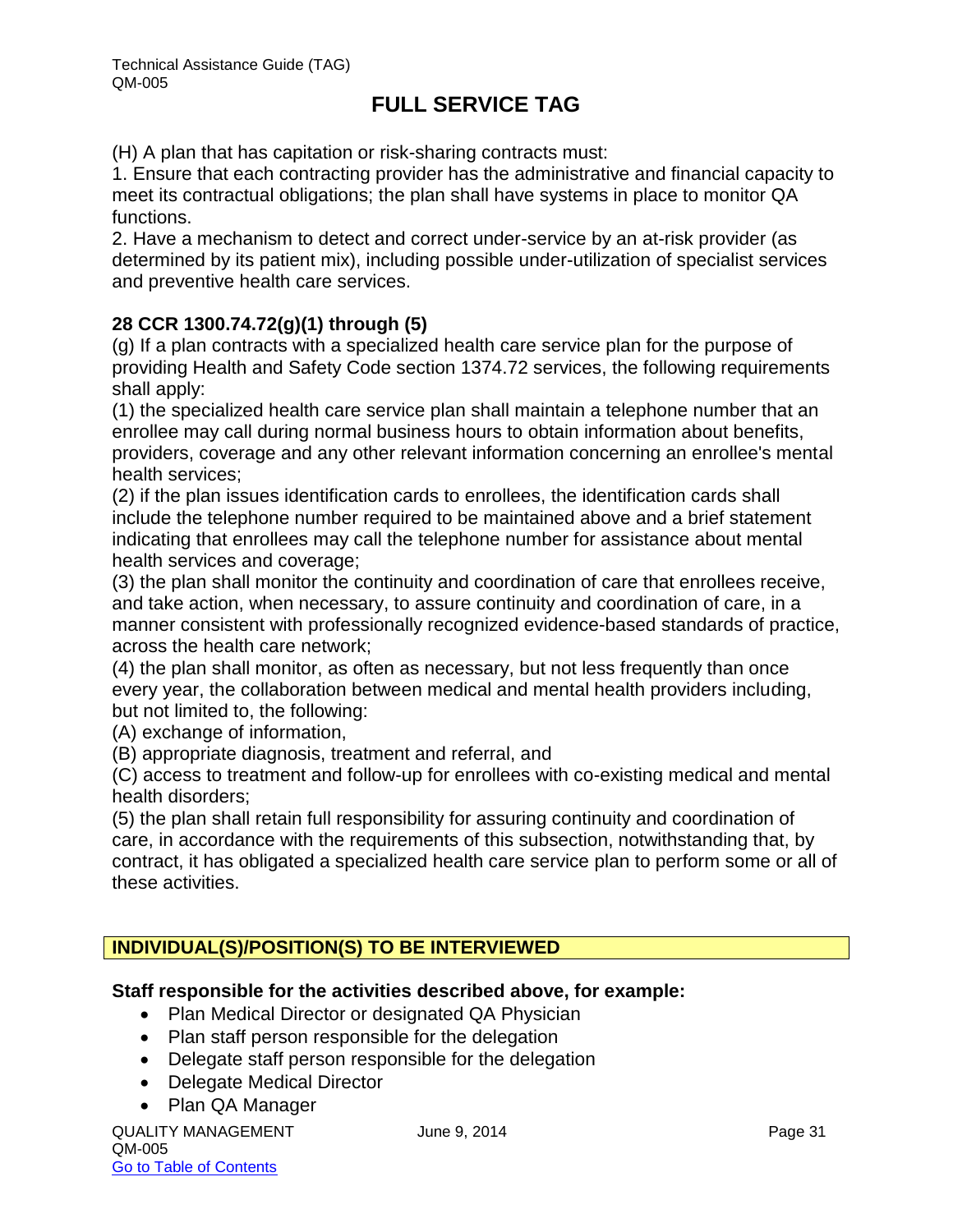(H) A plan that has capitation or risk-sharing contracts must:
1. Ensure that each contracting provider has the administrative and financial capacity to meet its contractual obligations; the plan shall have systems in place to monitor QA functions.
2. Have a mechanism to detect and correct under-service by an at-risk provider (as determined by its patient mix), including possible under-utilization of specialist services and preventive health care services.

**28 CCR 1300.74.72(g)(1) through (5)**
(g) If a plan contracts with a specialized health care service plan for the purpose of providing Health and Safety Code section 1374.72 services, the following requirements shall apply:
(1) the specialized health care service plan shall maintain a telephone number that an enrollee may call during normal business hours to obtain information about benefits, providers, coverage and any other relevant information concerning an enrollee's mental health services;
(2) if the plan issues identification cards to enrollees, the identification cards shall include the telephone number required to be maintained above and a brief statement indicating that enrollees may call the telephone number for assistance about mental health services and coverage;
(3) the plan shall monitor the continuity and coordination of care that enrollees receive, and take action, when necessary, to assure continuity and coordination of care, in a manner consistent with professionally recognized evidence-based standards of practice, across the health care network;
(4) the plan shall monitor, as often as necessary, but not less frequently than once every year, the collaboration between medical and mental health providers including, but not limited to, the following:
(A) exchange of information,
(B) appropriate diagnosis, treatment and referral, and
(C) access to treatment and follow-up for enrollees with co-existing medical and mental health disorders;
(5) the plan shall retain full responsibility for assuring continuity and coordination of care, in accordance with the requirements of this subsection, notwithstanding that, by contract, it has obligated a specialized health care service plan to perform some or all of these activities.

## INDIVIDUAL(S)/POSITION(S) TO BE INTERVIEWED

**Staff responsible for the activities described above, for example:**

- Plan Medical Director or designated QA Physician
- Plan staff person responsible for the delegation
- Delegate staff person responsible for the delegation
- Delegate Medical Director
- Plan QA Manager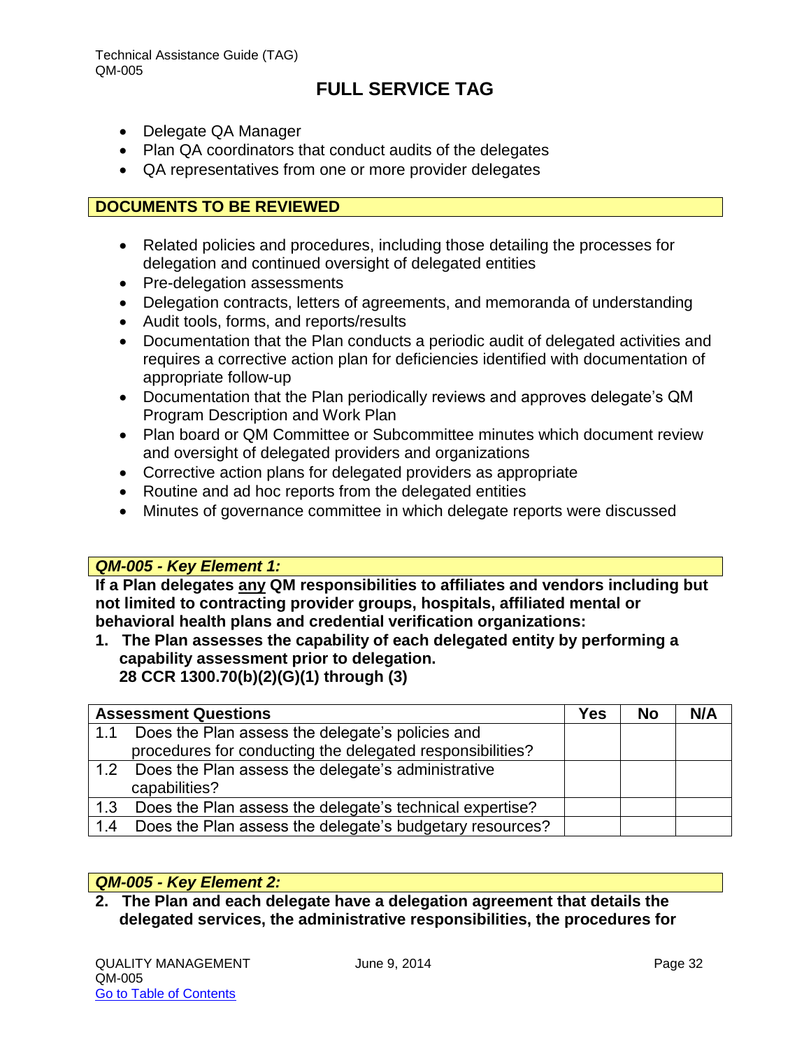- Delegate QA Manager
- Plan QA coordinators that conduct audits of the delegates
- QA representatives from one or more provider delegates

**DOCUMENTS TO BE REVIEWED**

- Related policies and procedures, including those detailing the processes for delegation and continued oversight of delegated entities
- Pre-delegation assessments
- Delegation contracts, letters of agreements, and memoranda of understanding
- Audit tools, forms, and reports/results
- Documentation that the Plan conducts a periodic audit of delegated activities and requires a corrective action plan for deficiencies identified with documentation of appropriate follow-up
- Documentation that the Plan periodically reviews and approves delegate's QM Program Description and Work Plan
- Plan board or QM Committee or Subcommittee minutes which document review and oversight of delegated providers and organizations
- Corrective action plans for delegated providers as appropriate
- Routine and ad hoc reports from the delegated entities
- Minutes of governance committee in which delegate reports were discussed

***QM-005 - Key Element 1:***

**If a Plan delegates <u>any</u> QM responsibilities to affiliates and vendors including but not limited to contracting provider groups, hospitals, affiliated mental or behavioral health plans and credential verification organizations:**

**1. The Plan assesses the capability of each delegated entity by performing a capability assessment prior to delegation.**
**28 CCR 1300.70(b)(2)(G)(1) through (3)**

| Assessment Questions | Yes | No | N/A |
|---|---|---|---|
| 1.1 Does the Plan assess the delegate's policies and procedures for conducting the delegated responsibilities? | | | |
| 1.2 Does the Plan assess the delegate's administrative capabilities? | | | |
| 1.3 Does the Plan assess the delegate's technical expertise? | | | |
| 1.4 Does the Plan assess the delegate's budgetary resources? | | | |

***QM-005 - Key Element 2:***

**2. The Plan and each delegate have a delegation agreement that details the delegated services, the administrative responsibilities, the procedures for**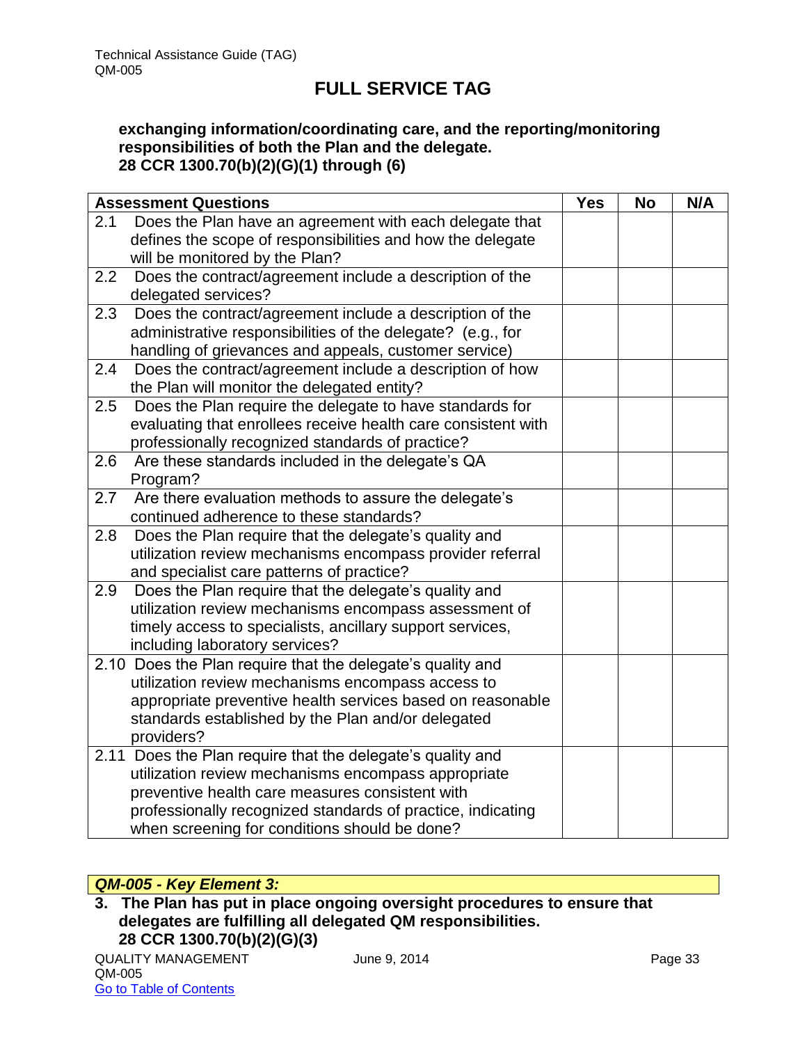**exchanging information/coordinating care, and the reporting/monitoring responsibilities of both the Plan and the delegate.**
**28 CCR 1300.70(b)(2)(G)(1) through (6)**

| Assessment Questions | Yes | No | N/A |
|---|---|---|---|
| 2.1 Does the Plan have an agreement with each delegate that defines the scope of responsibilities and how the delegate will be monitored by the Plan? | | | |
| 2.2 Does the contract/agreement include a description of the delegated services? | | | |
| 2.3 Does the contract/agreement include a description of the administrative responsibilities of the delegate? (e.g., for handling of grievances and appeals, customer service) | | | |
| 2.4 Does the contract/agreement include a description of how the Plan will monitor the delegated entity? | | | |
| 2.5 Does the Plan require the delegate to have standards for evaluating that enrollees receive health care consistent with professionally recognized standards of practice? | | | |
| 2.6 Are these standards included in the delegate's QA Program? | | | |
| 2.7 Are there evaluation methods to assure the delegate's continued adherence to these standards? | | | |
| 2.8 Does the Plan require that the delegate's quality and utilization review mechanisms encompass provider referral and specialist care patterns of practice? | | | |
| 2.9 Does the Plan require that the delegate's quality and utilization review mechanisms encompass assessment of timely access to specialists, ancillary support services, including laboratory services? | | | |
| 2.10 Does the Plan require that the delegate's quality and utilization review mechanisms encompass access to appropriate preventive health services based on reasonable standards established by the Plan and/or delegated providers? | | | |
| 2.11 Does the Plan require that the delegate's quality and utilization review mechanisms encompass appropriate preventive health care measures consistent with professionally recognized standards of practice, indicating when screening for conditions should be done? | | | |

***QM-005 - Key Element 3:***

**3. The Plan has put in place ongoing oversight procedures to ensure that delegates are fulfilling all delegated QM responsibilities.**
**28 CCR 1300.70(b)(2)(G)(3)**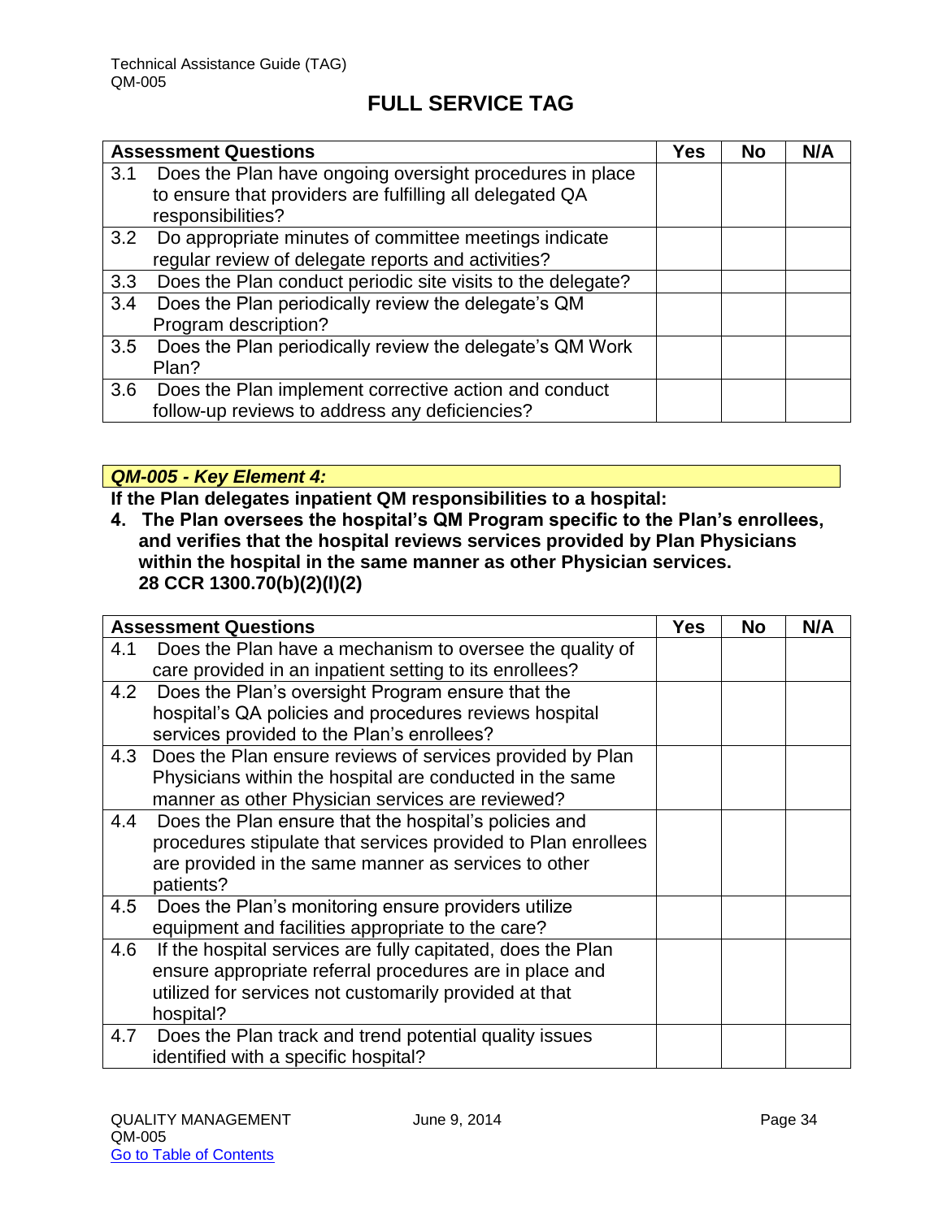## FULL SERVICE TAG

| Assessment Questions | Yes | No | N/A |
|---|---|---|---|
| 3.1 Does the Plan have ongoing oversight procedures in place to ensure that providers are fulfilling all delegated QA responsibilities? | | | |
| 3.2 Do appropriate minutes of committee meetings indicate regular review of delegate reports and activities? | | | |
| 3.3 Does the Plan conduct periodic site visits to the delegate? | | | |
| 3.4 Does the Plan periodically review the delegate's QM Program description? | | | |
| 3.5 Does the Plan periodically review the delegate's QM Work Plan? | | | |
| 3.6 Does the Plan implement corrective action and conduct follow-up reviews to address any deficiencies? | | | |

### *QM-005 - Key Element 4:*

**If the Plan delegates inpatient QM responsibilities to a hospital:**

**4. The Plan oversees the hospital's QM Program specific to the Plan's enrollees, and verifies that the hospital reviews services provided by Plan Physicians within the hospital in the same manner as other Physician services.**
**28 CCR 1300.70(b)(2)(I)(2)**

| Assessment Questions | Yes | No | N/A |
|---|---|---|---|
| 4.1 Does the Plan have a mechanism to oversee the quality of care provided in an inpatient setting to its enrollees? | | | |
| 4.2 Does the Plan's oversight Program ensure that the hospital's QA policies and procedures reviews hospital services provided to the Plan's enrollees? | | | |
| 4.3 Does the Plan ensure reviews of services provided by Plan Physicians within the hospital are conducted in the same manner as other Physician services are reviewed? | | | |
| 4.4 Does the Plan ensure that the hospital's policies and procedures stipulate that services provided to Plan enrollees are provided in the same manner as services to other patients? | | | |
| 4.5 Does the Plan's monitoring ensure providers utilize equipment and facilities appropriate to the care? | | | |
| 4.6 If the hospital services are fully capitated, does the Plan ensure appropriate referral procedures are in place and utilized for services not customarily provided at that hospital? | | | |
| 4.7 Does the Plan track and trend potential quality issues identified with a specific hospital? | | | |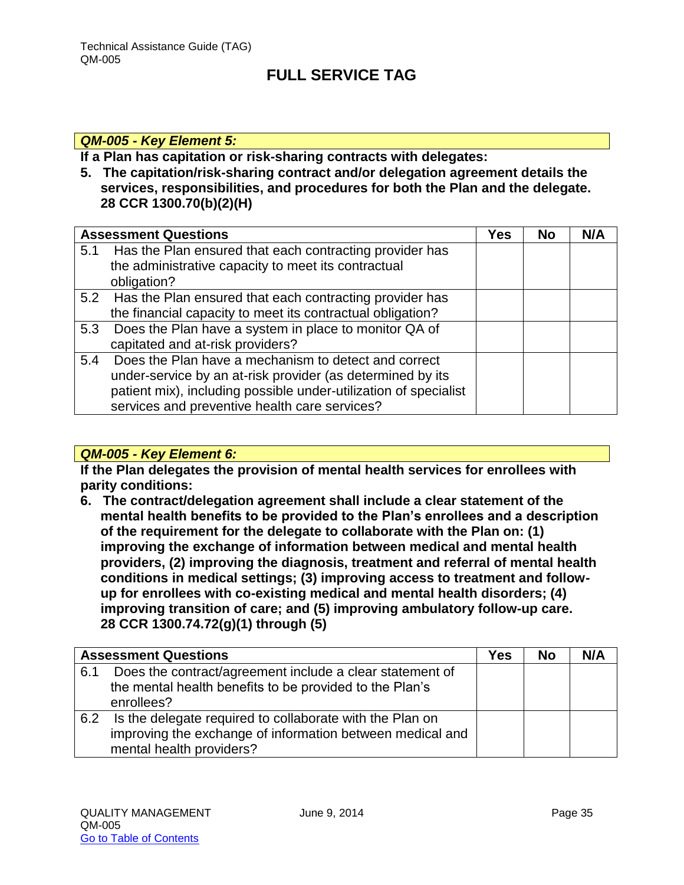### *QM-005 - Key Element 5:*

**If a Plan has capitation or risk-sharing contracts with delegates:**

**5. The capitation/risk-sharing contract and/or delegation agreement details the services, responsibilities, and procedures for both the Plan and the delegate. 28 CCR 1300.70(b)(2)(H)**

| Assessment Questions | Yes | No | N/A |
|---|---|---|---|
| 5.1 Has the Plan ensured that each contracting provider has the administrative capacity to meet its contractual obligation? | | | |
| 5.2 Has the Plan ensured that each contracting provider has the financial capacity to meet its contractual obligation? | | | |
| 5.3 Does the Plan have a system in place to monitor QA of capitated and at-risk providers? | | | |
| 5.4 Does the Plan have a mechanism to detect and correct under-service by an at-risk provider (as determined by its patient mix), including possible under-utilization of specialist services and preventive health care services? | | | |

### *QM-005 - Key Element 6:*

**If the Plan delegates the provision of mental health services for enrollees with parity conditions:**

**6. The contract/delegation agreement shall include a clear statement of the mental health benefits to be provided to the Plan's enrollees and a description of the requirement for the delegate to collaborate with the Plan on: (1) improving the exchange of information between medical and mental health providers, (2) improving the diagnosis, treatment and referral of mental health conditions in medical settings; (3) improving access to treatment and follow-up for enrollees with co-existing medical and mental health disorders; (4) improving transition of care; and (5) improving ambulatory follow-up care. 28 CCR 1300.74.72(g)(1) through (5)**

| Assessment Questions | Yes | No | N/A |
|---|---|---|---|
| 6.1 Does the contract/agreement include a clear statement of the mental health benefits to be provided to the Plan's enrollees? | | | |
| 6.2 Is the delegate required to collaborate with the Plan on improving the exchange of information between medical and mental health providers? | | | |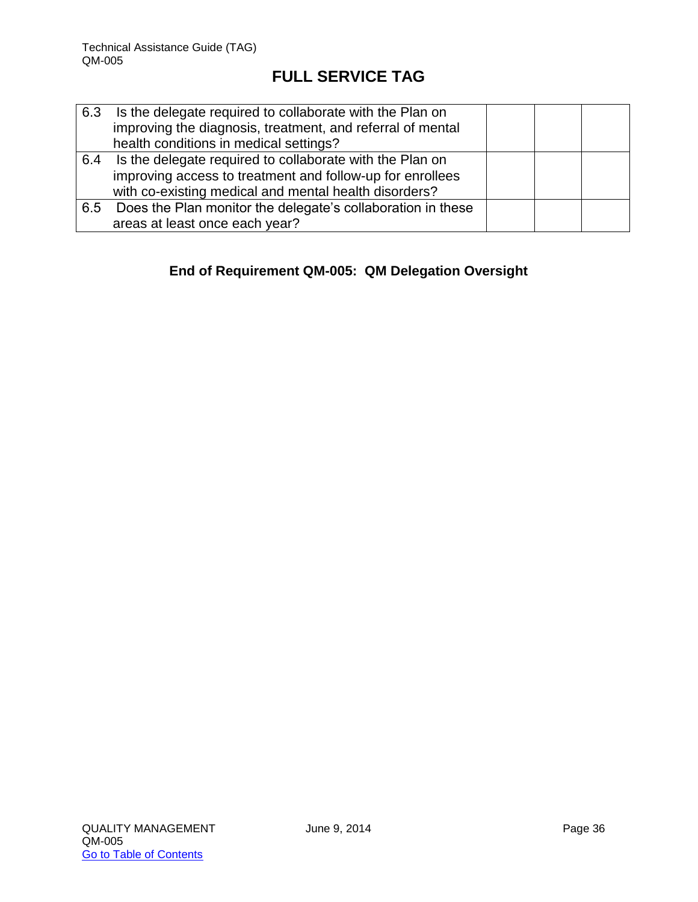# FULL SERVICE TAG

| | | | |
|---|---|---|---|
| 6.3 Is the delegate required to collaborate with the Plan on improving the diagnosis, treatment, and referral of mental health conditions in medical settings? | | | |
| 6.4 Is the delegate required to collaborate with the Plan on improving access to treatment and follow-up for enrollees with co-existing medical and mental health disorders? | | | |
| 6.5 Does the Plan monitor the delegate's collaboration in these areas at least once each year? | | | |

**End of Requirement QM-005: QM Delegation Oversight**